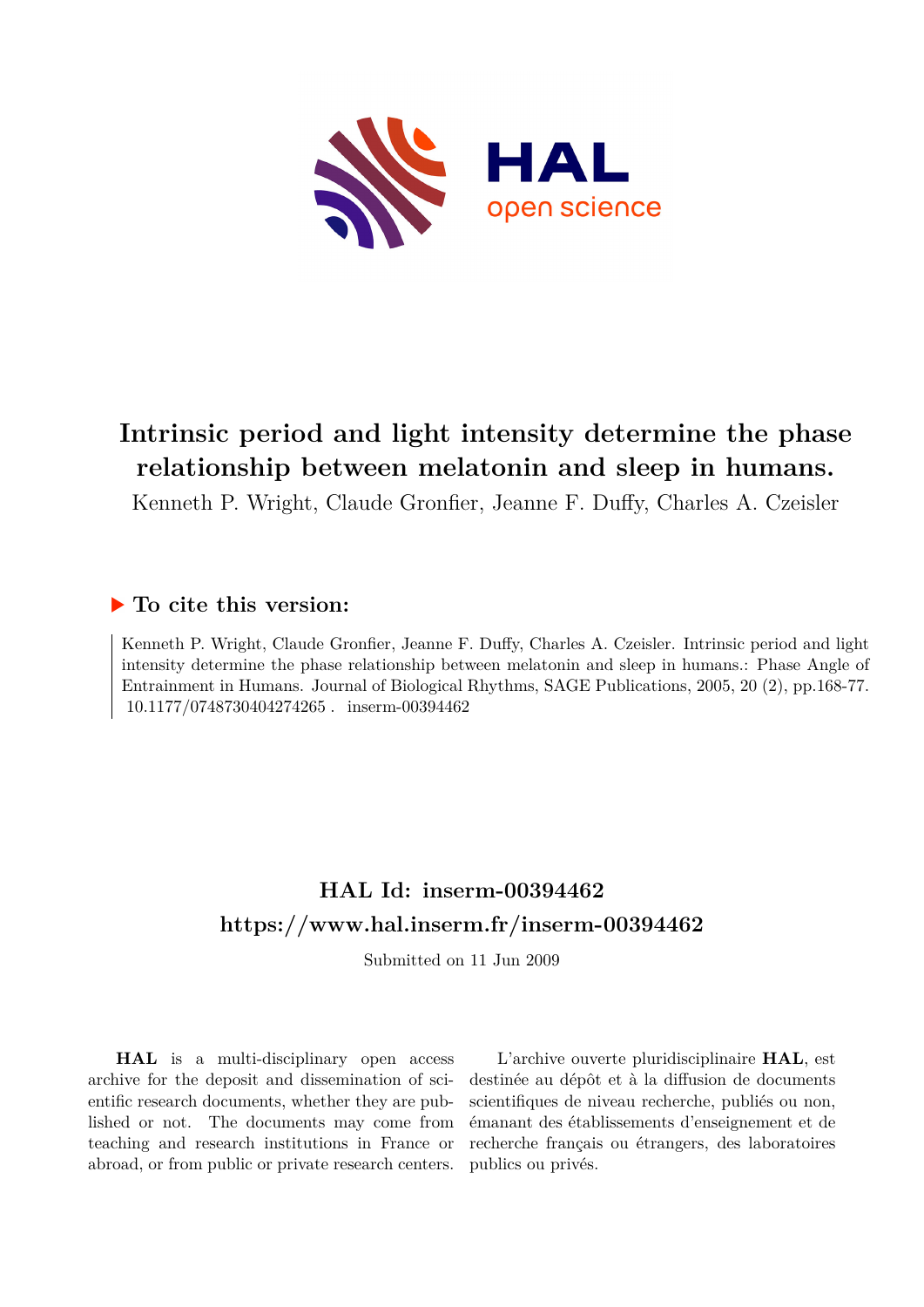# Intrinsic period and light intensity determine the phase relationship between melatonin and sleep in humans.

Kenneth P. Wright, Claude Gronfier, Jeanne F. Duffy, Charles A. Czeisler

## To cite this version:

Kenneth P. Wright, Claude Gronfier, Jeanne F. Duffy, Charles A. Czeisler. Intrinsic period and light intensity determine the phase relationship between melatonin and sleep in humans.: Phase Angle of Entrainment in Humans. Journal of Biological Rhythms, SAGE Publications, 2005, 20 (2), pp.168-77. 10.1177/0748730404274265 . inserm-00394462

## HAL Id: inserm-00394462
## https://www.hal.inserm.fr/inserm-00394462

Submitted on 11 Jun 2009

**HAL** is a multi-disciplinary open access archive for the deposit and dissemination of scientific research documents, whether they are published or not. The documents may come from teaching and research institutions in France or abroad, or from public or private research centers.

L'archive ouverte pluridisciplinaire **HAL**, est destinée au dépôt et à la diffusion de documents scientifiques de niveau recherche, publiés ou non, émanant des établissements d'enseignement et de recherche français ou étrangers, des laboratoires publics ou privés.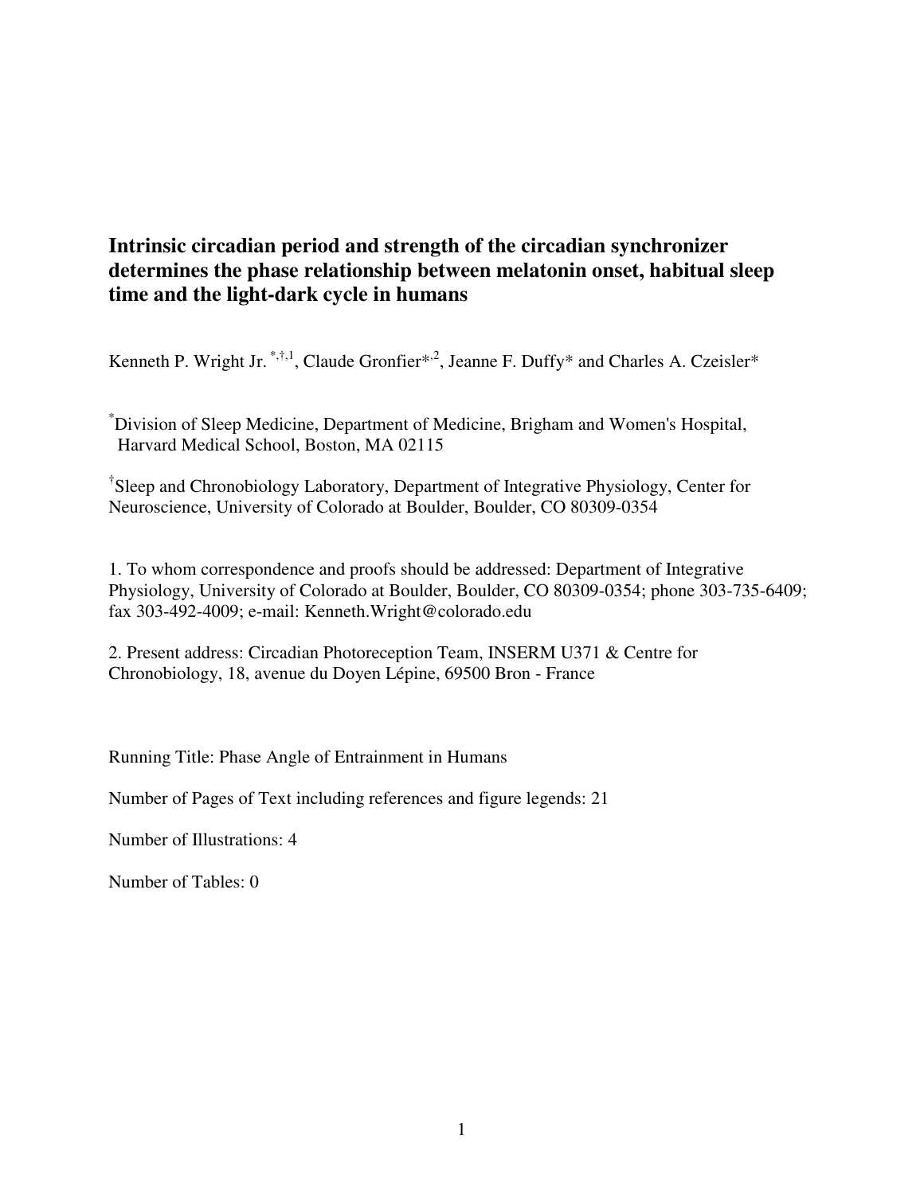# Intrinsic circadian period and strength of the circadian synchronizer determines the phase relationship between melatonin onset, habitual sleep time and the light-dark cycle in humans

Kenneth P. Wright Jr. [*,†,1], Claude Gronfier[*,2], Jeanne F. Duffy[*] and Charles A. Czeisler[*]

[*]Division of Sleep Medicine, Department of Medicine, Brigham and Women's Hospital, Harvard Medical School, Boston, MA 02115

[†]Sleep and Chronobiology Laboratory, Department of Integrative Physiology, Center for Neuroscience, University of Colorado at Boulder, Boulder, CO 80309-0354

1. To whom correspondence and proofs should be addressed: Department of Integrative Physiology, University of Colorado at Boulder, Boulder, CO 80309-0354; phone 303-735-6409; fax 303-492-4009; e-mail: Kenneth.Wright@colorado.edu

2. Present address: Circadian Photoreception Team, INSERM U371 & Centre for Chronobiology, 18, avenue du Doyen Lépine, 69500 Bron - France

Running Title: Phase Angle of Entrainment in Humans

Number of Pages of Text including references and figure legends: 21

Number of Illustrations: 4

Number of Tables: 0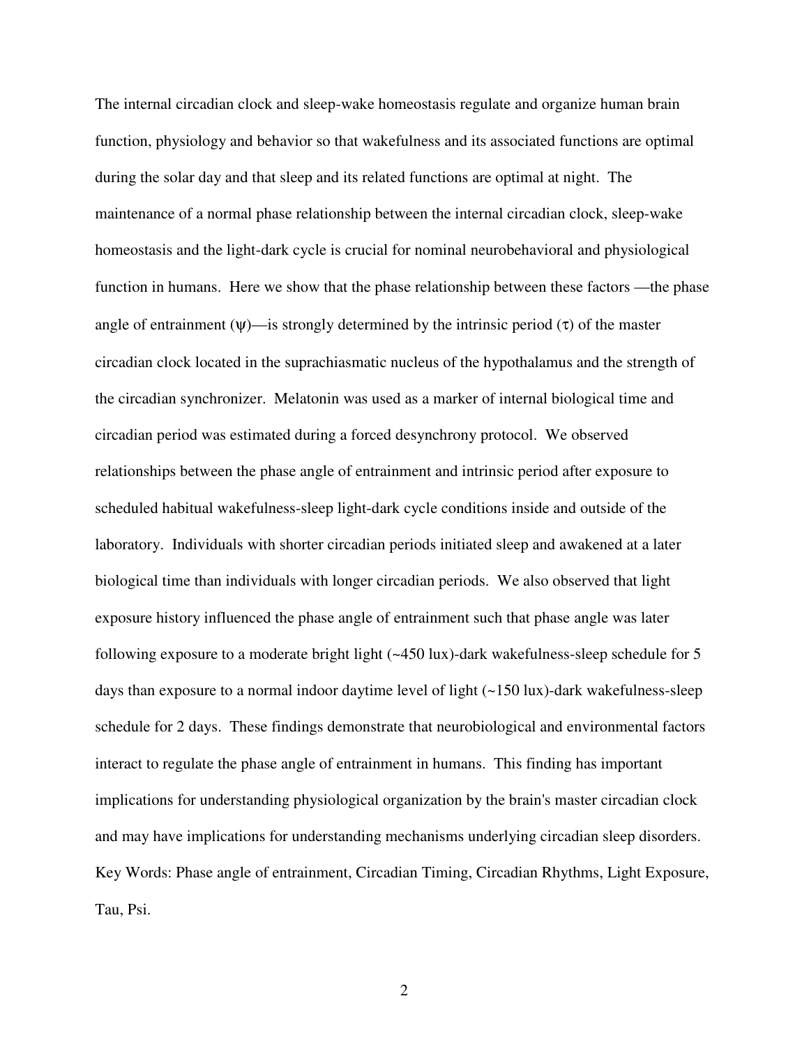The internal circadian clock and sleep-wake homeostasis regulate and organize human brain function, physiology and behavior so that wakefulness and its associated functions are optimal during the solar day and that sleep and its related functions are optimal at night. The maintenance of a normal phase relationship between the internal circadian clock, sleep-wake homeostasis and the light-dark cycle is crucial for nominal neurobehavioral and physiological function in humans. Here we show that the phase relationship between these factors —the phase angle of entrainment ($\psi$)—is strongly determined by the intrinsic period ($\tau$) of the master circadian clock located in the suprachiasmatic nucleus of the hypothalamus and the strength of the circadian synchronizer. Melatonin was used as a marker of internal biological time and circadian period was estimated during a forced desynchrony protocol. We observed relationships between the phase angle of entrainment and intrinsic period after exposure to scheduled habitual wakefulness-sleep light-dark cycle conditions inside and outside of the laboratory. Individuals with shorter circadian periods initiated sleep and awakened at a later biological time than individuals with longer circadian periods. We also observed that light exposure history influenced the phase angle of entrainment such that phase angle was later following exposure to a moderate bright light (~450 lux)-dark wakefulness-sleep schedule for 5 days than exposure to a normal indoor daytime level of light (~150 lux)-dark wakefulness-sleep schedule for 2 days. These findings demonstrate that neurobiological and environmental factors interact to regulate the phase angle of entrainment in humans. This finding has important implications for understanding physiological organization by the brain's master circadian clock and may have implications for understanding mechanisms underlying circadian sleep disorders.

Key Words: Phase angle of entrainment, Circadian Timing, Circadian Rhythms, Light Exposure, Tau, Psi.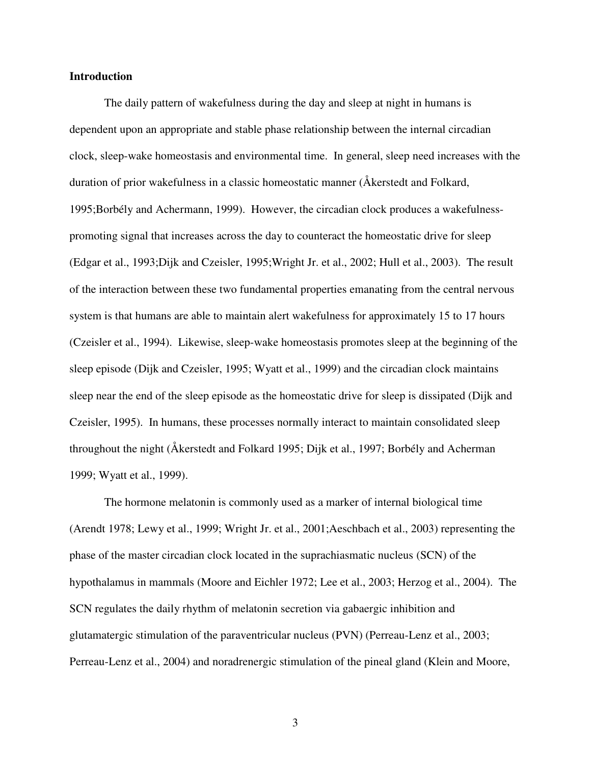**Introduction**

The daily pattern of wakefulness during the day and sleep at night in humans is dependent upon an appropriate and stable phase relationship between the internal circadian clock, sleep-wake homeostasis and environmental time. In general, sleep need increases with the duration of prior wakefulness in a classic homeostatic manner (Åkerstedt and Folkard, 1995;Borbély and Achermann, 1999). However, the circadian clock produces a wakefulness-promoting signal that increases across the day to counteract the homeostatic drive for sleep (Edgar et al., 1993;Dijk and Czeisler, 1995;Wright Jr. et al., 2002; Hull et al., 2003). The result of the interaction between these two fundamental properties emanating from the central nervous system is that humans are able to maintain alert wakefulness for approximately 15 to 17 hours (Czeisler et al., 1994). Likewise, sleep-wake homeostasis promotes sleep at the beginning of the sleep episode (Dijk and Czeisler, 1995; Wyatt et al., 1999) and the circadian clock maintains sleep near the end of the sleep episode as the homeostatic drive for sleep is dissipated (Dijk and Czeisler, 1995). In humans, these processes normally interact to maintain consolidated sleep throughout the night (Åkerstedt and Folkard 1995; Dijk et al., 1997; Borbély and Acherman 1999; Wyatt et al., 1999).

The hormone melatonin is commonly used as a marker of internal biological time (Arendt 1978; Lewy et al., 1999; Wright Jr. et al., 2001;Aeschbach et al., 2003) representing the phase of the master circadian clock located in the suprachiasmatic nucleus (SCN) of the hypothalamus in mammals (Moore and Eichler 1972; Lee et al., 2003; Herzog et al., 2004). The SCN regulates the daily rhythm of melatonin secretion via gabaergic inhibition and glutamatergic stimulation of the paraventricular nucleus (PVN) (Perreau-Lenz et al., 2003; Perreau-Lenz et al., 2004) and noradrenergic stimulation of the pineal gland (Klein and Moore,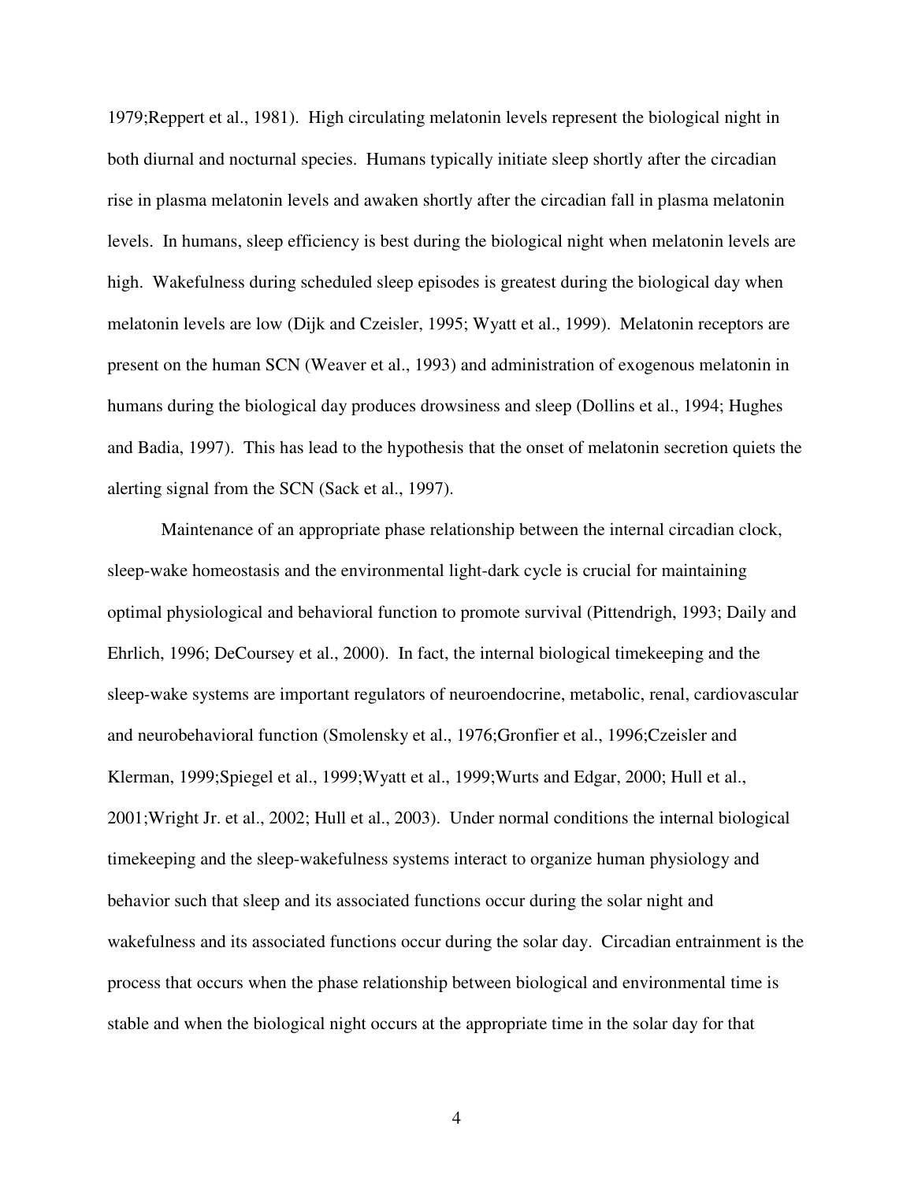1979;Reppert et al., 1981). High circulating melatonin levels represent the biological night in both diurnal and nocturnal species. Humans typically initiate sleep shortly after the circadian rise in plasma melatonin levels and awaken shortly after the circadian fall in plasma melatonin levels. In humans, sleep efficiency is best during the biological night when melatonin levels are high. Wakefulness during scheduled sleep episodes is greatest during the biological day when melatonin levels are low (Dijk and Czeisler, 1995; Wyatt et al., 1999). Melatonin receptors are present on the human SCN (Weaver et al., 1993) and administration of exogenous melatonin in humans during the biological day produces drowsiness and sleep (Dollins et al., 1994; Hughes and Badia, 1997). This has lead to the hypothesis that the onset of melatonin secretion quiets the alerting signal from the SCN (Sack et al., 1997).

Maintenance of an appropriate phase relationship between the internal circadian clock, sleep-wake homeostasis and the environmental light-dark cycle is crucial for maintaining optimal physiological and behavioral function to promote survival (Pittendrigh, 1993; Daily and Ehrlich, 1996; DeCoursey et al., 2000). In fact, the internal biological timekeeping and the sleep-wake systems are important regulators of neuroendocrine, metabolic, renal, cardiovascular and neurobehavioral function (Smolensky et al., 1976;Gronfier et al., 1996;Czeisler and Klerman, 1999;Spiegel et al., 1999;Wyatt et al., 1999;Wurts and Edgar, 2000; Hull et al., 2001;Wright Jr. et al., 2002; Hull et al., 2003). Under normal conditions the internal biological timekeeping and the sleep-wakefulness systems interact to organize human physiology and behavior such that sleep and its associated functions occur during the solar night and wakefulness and its associated functions occur during the solar day. Circadian entrainment is the process that occurs when the phase relationship between biological and environmental time is stable and when the biological night occurs at the appropriate time in the solar day for that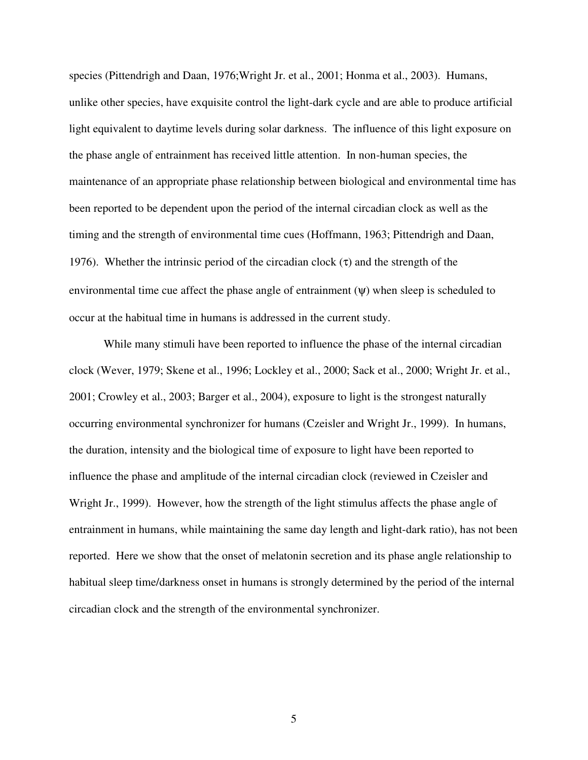species (Pittendrigh and Daan, 1976;Wright Jr. et al., 2001; Honma et al., 2003). Humans, unlike other species, have exquisite control the light-dark cycle and are able to produce artificial light equivalent to daytime levels during solar darkness. The influence of this light exposure on the phase angle of entrainment has received little attention. In non-human species, the maintenance of an appropriate phase relationship between biological and environmental time has been reported to be dependent upon the period of the internal circadian clock as well as the timing and the strength of environmental time cues (Hoffmann, 1963; Pittendrigh and Daan, 1976). Whether the intrinsic period of the circadian clock ($\tau$) and the strength of the environmental time cue affect the phase angle of entrainment ($\psi$) when sleep is scheduled to occur at the habitual time in humans is addressed in the current study.

While many stimuli have been reported to influence the phase of the internal circadian clock (Wever, 1979; Skene et al., 1996; Lockley et al., 2000; Sack et al., 2000; Wright Jr. et al., 2001; Crowley et al., 2003; Barger et al., 2004), exposure to light is the strongest naturally occurring environmental synchronizer for humans (Czeisler and Wright Jr., 1999). In humans, the duration, intensity and the biological time of exposure to light have been reported to influence the phase and amplitude of the internal circadian clock (reviewed in Czeisler and Wright Jr., 1999). However, how the strength of the light stimulus affects the phase angle of entrainment in humans, while maintaining the same day length and light-dark ratio), has not been reported. Here we show that the onset of melatonin secretion and its phase angle relationship to habitual sleep time/darkness onset in humans is strongly determined by the period of the internal circadian clock and the strength of the environmental synchronizer.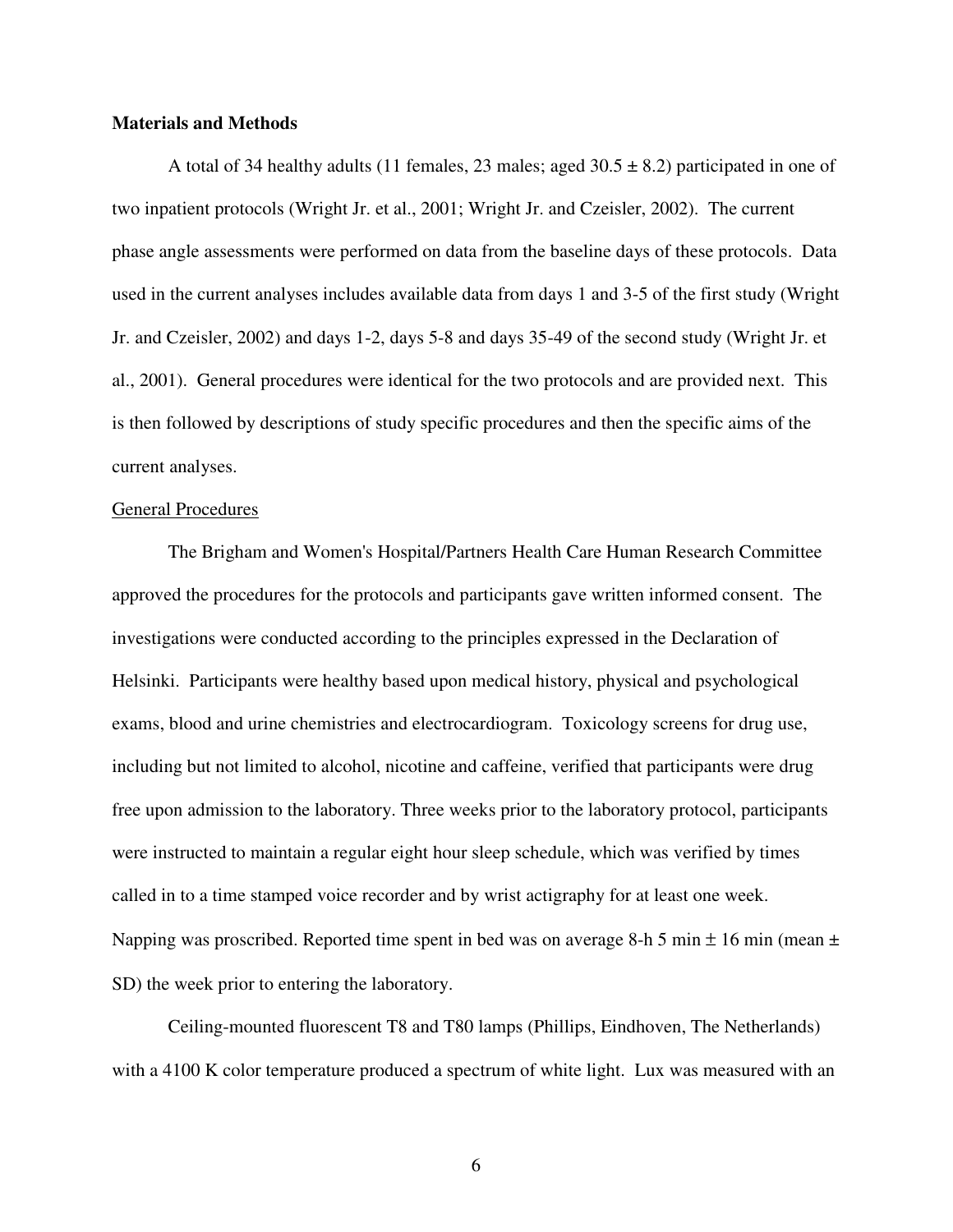**Materials and Methods**

A total of 34 healthy adults (11 females, 23 males; aged 30.5 ± 8.2) participated in one of two inpatient protocols (Wright Jr. et al., 2001; Wright Jr. and Czeisler, 2002). The current phase angle assessments were performed on data from the baseline days of these protocols. Data used in the current analyses includes available data from days 1 and 3-5 of the first study (Wright Jr. and Czeisler, 2002) and days 1-2, days 5-8 and days 35-49 of the second study (Wright Jr. et al., 2001). General procedures were identical for the two protocols and are provided next. This is then followed by descriptions of study specific procedures and then the specific aims of the current analyses.

General Procedures

The Brigham and Women's Hospital/Partners Health Care Human Research Committee approved the procedures for the protocols and participants gave written informed consent. The investigations were conducted according to the principles expressed in the Declaration of Helsinki. Participants were healthy based upon medical history, physical and psychological exams, blood and urine chemistries and electrocardiogram. Toxicology screens for drug use, including but not limited to alcohol, nicotine and caffeine, verified that participants were drug free upon admission to the laboratory. Three weeks prior to the laboratory protocol, participants were instructed to maintain a regular eight hour sleep schedule, which was verified by times called in to a time stamped voice recorder and by wrist actigraphy for at least one week. Napping was proscribed. Reported time spent in bed was on average 8-h 5 min ± 16 min (mean ± SD) the week prior to entering the laboratory.

Ceiling-mounted fluorescent T8 and T80 lamps (Phillips, Eindhoven, The Netherlands) with a 4100 K color temperature produced a spectrum of white light. Lux was measured with an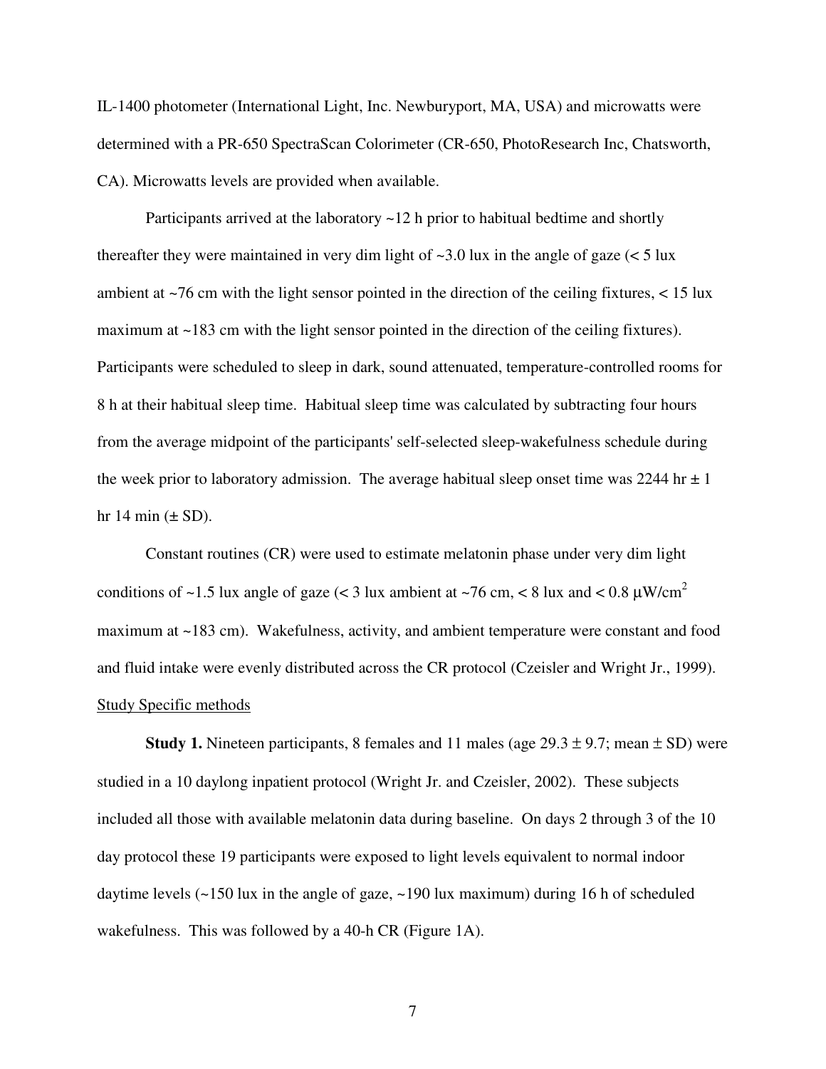IL-1400 photometer (International Light, Inc. Newburyport, MA, USA) and microwatts were determined with a PR-650 SpectraScan Colorimeter (CR-650, PhotoResearch Inc, Chatsworth, CA). Microwatts levels are provided when available.

Participants arrived at the laboratory ~12 h prior to habitual bedtime and shortly thereafter they were maintained in very dim light of ~3.0 lux in the angle of gaze (< 5 lux ambient at ~76 cm with the light sensor pointed in the direction of the ceiling fixtures, < 15 lux maximum at ~183 cm with the light sensor pointed in the direction of the ceiling fixtures). Participants were scheduled to sleep in dark, sound attenuated, temperature-controlled rooms for 8 h at their habitual sleep time. Habitual sleep time was calculated by subtracting four hours from the average midpoint of the participants' self-selected sleep-wakefulness schedule during the week prior to laboratory admission. The average habitual sleep onset time was 2244 hr ± 1 hr 14 min (± SD).

Constant routines (CR) were used to estimate melatonin phase under very dim light conditions of ~1.5 lux angle of gaze (< 3 lux ambient at ~76 cm, < 8 lux and < 0.8 $\mu W/cm^2$ maximum at ~183 cm). Wakefulness, activity, and ambient temperature were constant and food and fluid intake were evenly distributed across the CR protocol (Czeisler and Wright Jr., 1999).

<u>Study Specific methods</u>

**Study 1.** Nineteen participants, 8 females and 11 males (age 29.3 ± 9.7; mean ± SD) were studied in a 10 daylong inpatient protocol (Wright Jr. and Czeisler, 2002). These subjects included all those with available melatonin data during baseline. On days 2 through 3 of the 10 day protocol these 19 participants were exposed to light levels equivalent to normal indoor daytime levels (~150 lux in the angle of gaze, ~190 lux maximum) during 16 h of scheduled wakefulness. This was followed by a 40-h CR (Figure 1A).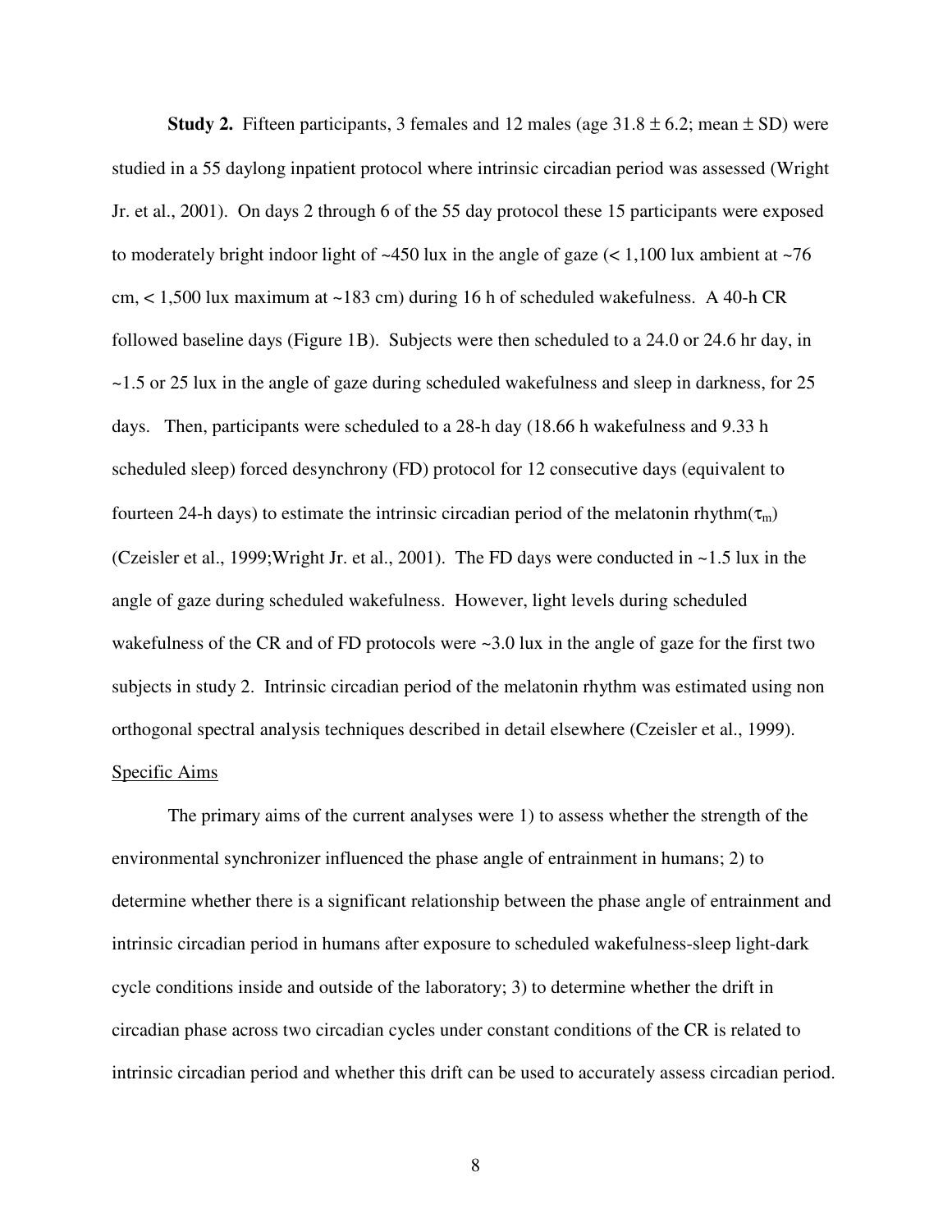**Study 2.** Fifteen participants, 3 females and 12 males (age 31.8 ± 6.2; mean ± SD) were studied in a 55 daylong inpatient protocol where intrinsic circadian period was assessed (Wright Jr. et al., 2001). On days 2 through 6 of the 55 day protocol these 15 participants were exposed to moderately bright indoor light of ~450 lux in the angle of gaze (< 1,100 lux ambient at ~76 cm, < 1,500 lux maximum at ~183 cm) during 16 h of scheduled wakefulness. A 40-h CR followed baseline days (Figure 1B). Subjects were then scheduled to a 24.0 or 24.6 hr day, in ~1.5 or 25 lux in the angle of gaze during scheduled wakefulness and sleep in darkness, for 25 days. Then, participants were scheduled to a 28-h day (18.66 h wakefulness and 9.33 h scheduled sleep) forced desynchrony (FD) protocol for 12 consecutive days (equivalent to fourteen 24-h days) to estimate the intrinsic circadian period of the melatonin rhythm($\tau_m$) (Czeisler et al., 1999;Wright Jr. et al., 2001). The FD days were conducted in ~1.5 lux in the angle of gaze during scheduled wakefulness. However, light levels during scheduled wakefulness of the CR and of FD protocols were ~3.0 lux in the angle of gaze for the first two subjects in study 2. Intrinsic circadian period of the melatonin rhythm was estimated using non orthogonal spectral analysis techniques described in detail elsewhere (Czeisler et al., 1999).

Specific Aims

The primary aims of the current analyses were 1) to assess whether the strength of the environmental synchronizer influenced the phase angle of entrainment in humans; 2) to determine whether there is a significant relationship between the phase angle of entrainment and intrinsic circadian period in humans after exposure to scheduled wakefulness-sleep light-dark cycle conditions inside and outside of the laboratory; 3) to determine whether the drift in circadian phase across two circadian cycles under constant conditions of the CR is related to intrinsic circadian period and whether this drift can be used to accurately assess circadian period.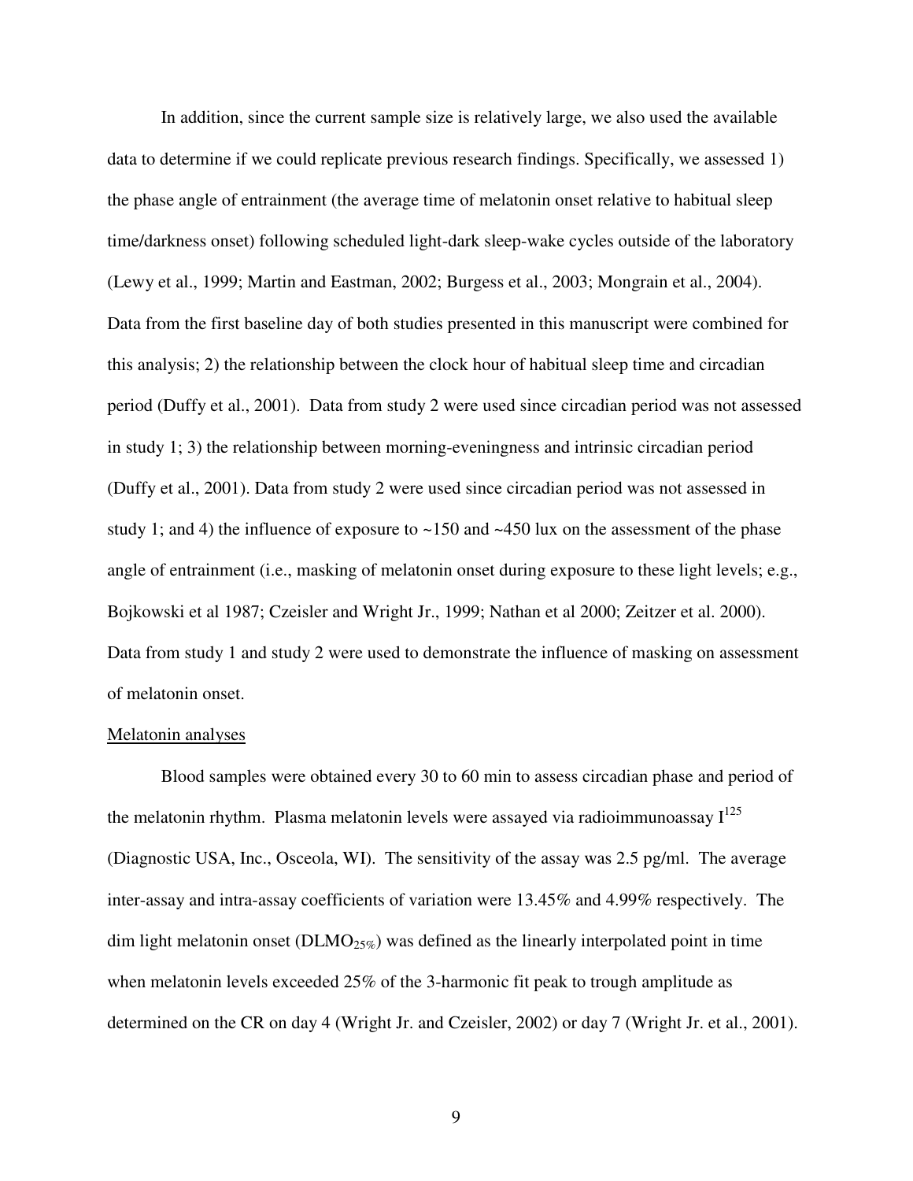In addition, since the current sample size is relatively large, we also used the available data to determine if we could replicate previous research findings. Specifically, we assessed 1) the phase angle of entrainment (the average time of melatonin onset relative to habitual sleep time/darkness onset) following scheduled light-dark sleep-wake cycles outside of the laboratory (Lewy et al., 1999; Martin and Eastman, 2002; Burgess et al., 2003; Mongrain et al., 2004). Data from the first baseline day of both studies presented in this manuscript were combined for this analysis; 2) the relationship between the clock hour of habitual sleep time and circadian period (Duffy et al., 2001). Data from study 2 were used since circadian period was not assessed in study 1; 3) the relationship between morning-eveningness and intrinsic circadian period (Duffy et al., 2001). Data from study 2 were used since circadian period was not assessed in study 1; and 4) the influence of exposure to ~150 and ~450 lux on the assessment of the phase angle of entrainment (i.e., masking of melatonin onset during exposure to these light levels; e.g., Bojkowski et al 1987; Czeisler and Wright Jr., 1999; Nathan et al 2000; Zeitzer et al. 2000). Data from study 1 and study 2 were used to demonstrate the influence of masking on assessment of melatonin onset.

<u>Melatonin analyses</u>

Blood samples were obtained every 30 to 60 min to assess circadian phase and period of the melatonin rhythm. Plasma melatonin levels were assayed via radioimmunoassay $I^{125}$ (Diagnostic USA, Inc., Osceola, WI). The sensitivity of the assay was 2.5 pg/ml. The average inter-assay and intra-assay coefficients of variation were 13.45% and 4.99% respectively. The dim light melatonin onset ($DLMO_{25\%}$) was defined as the linearly interpolated point in time when melatonin levels exceeded 25% of the 3-harmonic fit peak to trough amplitude as determined on the CR on day 4 (Wright Jr. and Czeisler, 2002) or day 7 (Wright Jr. et al., 2001).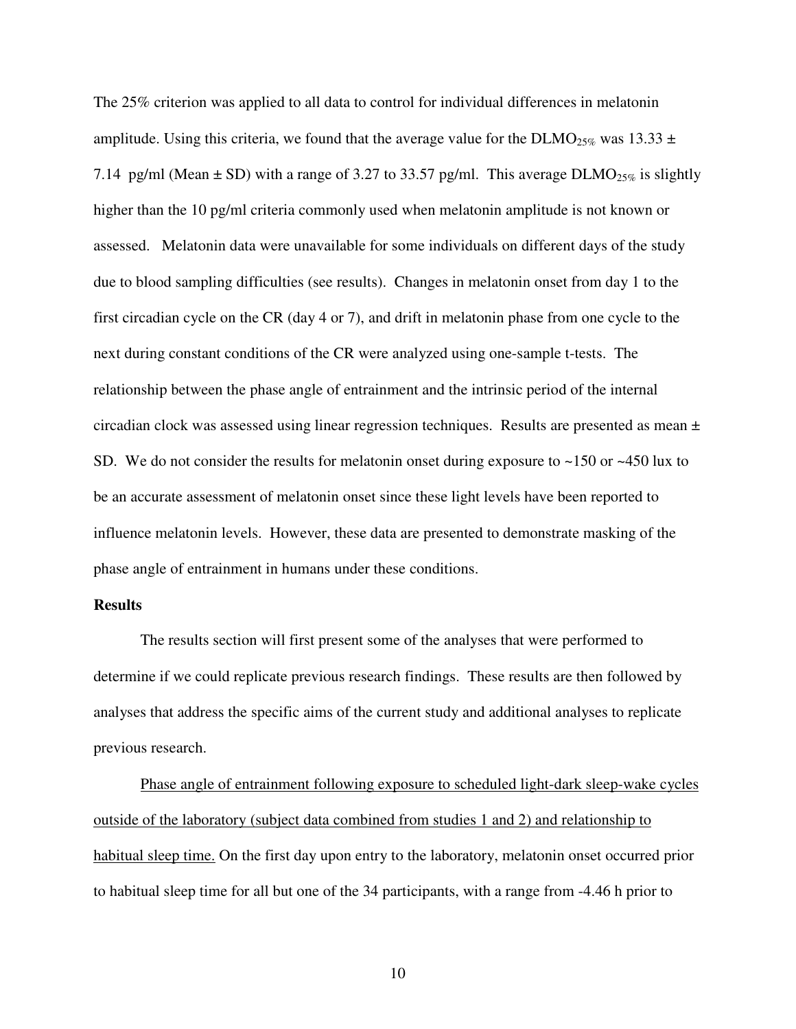The 25% criterion was applied to all data to control for individual differences in melatonin amplitude. Using this criteria, we found that the average value for the $DLMO_{25\%}$ was 13.33 ± 7.14 pg/ml (Mean ± SD) with a range of 3.27 to 33.57 pg/ml. This average $DLMO_{25\%}$ is slightly higher than the 10 pg/ml criteria commonly used when melatonin amplitude is not known or assessed. Melatonin data were unavailable for some individuals on different days of the study due to blood sampling difficulties (see results). Changes in melatonin onset from day 1 to the first circadian cycle on the CR (day 4 or 7), and drift in melatonin phase from one cycle to the next during constant conditions of the CR were analyzed using one-sample t-tests. The relationship between the phase angle of entrainment and the intrinsic period of the internal circadian clock was assessed using linear regression techniques. Results are presented as mean ± SD. We do not consider the results for melatonin onset during exposure to ~150 or ~450 lux to be an accurate assessment of melatonin onset since these light levels have been reported to influence melatonin levels. However, these data are presented to demonstrate masking of the phase angle of entrainment in humans under these conditions.

**Results**

The results section will first present some of the analyses that were performed to determine if we could replicate previous research findings. These results are then followed by analyses that address the specific aims of the current study and additional analyses to replicate previous research.

Phase angle of entrainment following exposure to scheduled light-dark sleep-wake cycles outside of the laboratory (subject data combined from studies 1 and 2) and relationship to habitual sleep time. On the first day upon entry to the laboratory, melatonin onset occurred prior to habitual sleep time for all but one of the 34 participants, with a range from -4.46 h prior to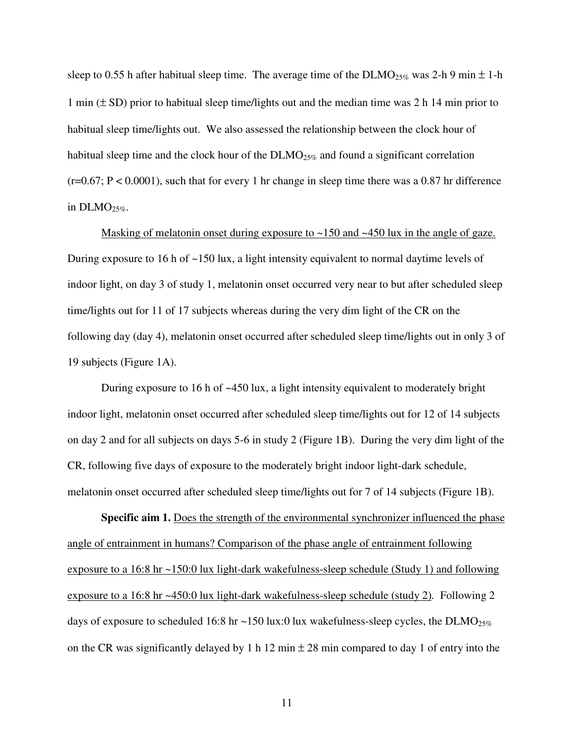sleep to 0.55 h after habitual sleep time. The average time of the $DLMO_{25\%}$ was 2-h 9 min ± 1-h 1 min (± SD) prior to habitual sleep time/lights out and the median time was 2 h 14 min prior to habitual sleep time/lights out. We also assessed the relationship between the clock hour of habitual sleep time and the clock hour of the $DLMO_{25\%}$ and found a significant correlation ($r=0.67$; $P < 0.0001$), such that for every 1 hr change in sleep time there was a 0.87 hr difference in $DLMO_{25\%}$.

Masking of melatonin onset during exposure to ~150 and ~450 lux in the angle of gaze. During exposure to 16 h of ~150 lux, a light intensity equivalent to normal daytime levels of indoor light, on day 3 of study 1, melatonin onset occurred very near to but after scheduled sleep time/lights out for 11 of 17 subjects whereas during the very dim light of the CR on the following day (day 4), melatonin onset occurred after scheduled sleep time/lights out in only 3 of 19 subjects (Figure 1A).

During exposure to 16 h of ~450 lux, a light intensity equivalent to moderately bright indoor light, melatonin onset occurred after scheduled sleep time/lights out for 12 of 14 subjects on day 2 and for all subjects on days 5-6 in study 2 (Figure 1B). During the very dim light of the CR, following five days of exposure to the moderately bright indoor light-dark schedule, melatonin onset occurred after scheduled sleep time/lights out for 7 of 14 subjects (Figure 1B).

**Specific aim 1.** Does the strength of the environmental synchronizer influenced the phase angle of entrainment in humans? Comparison of the phase angle of entrainment following exposure to a 16:8 hr ~150:0 lux light-dark wakefulness-sleep schedule (Study 1) and following exposure to a 16:8 hr ~450:0 lux light-dark wakefulness-sleep schedule (study 2). Following 2 days of exposure to scheduled 16:8 hr ~150 lux:0 lux wakefulness-sleep cycles, the $DLMO_{25\%}$ on the CR was significantly delayed by 1 h 12 min ± 28 min compared to day 1 of entry into the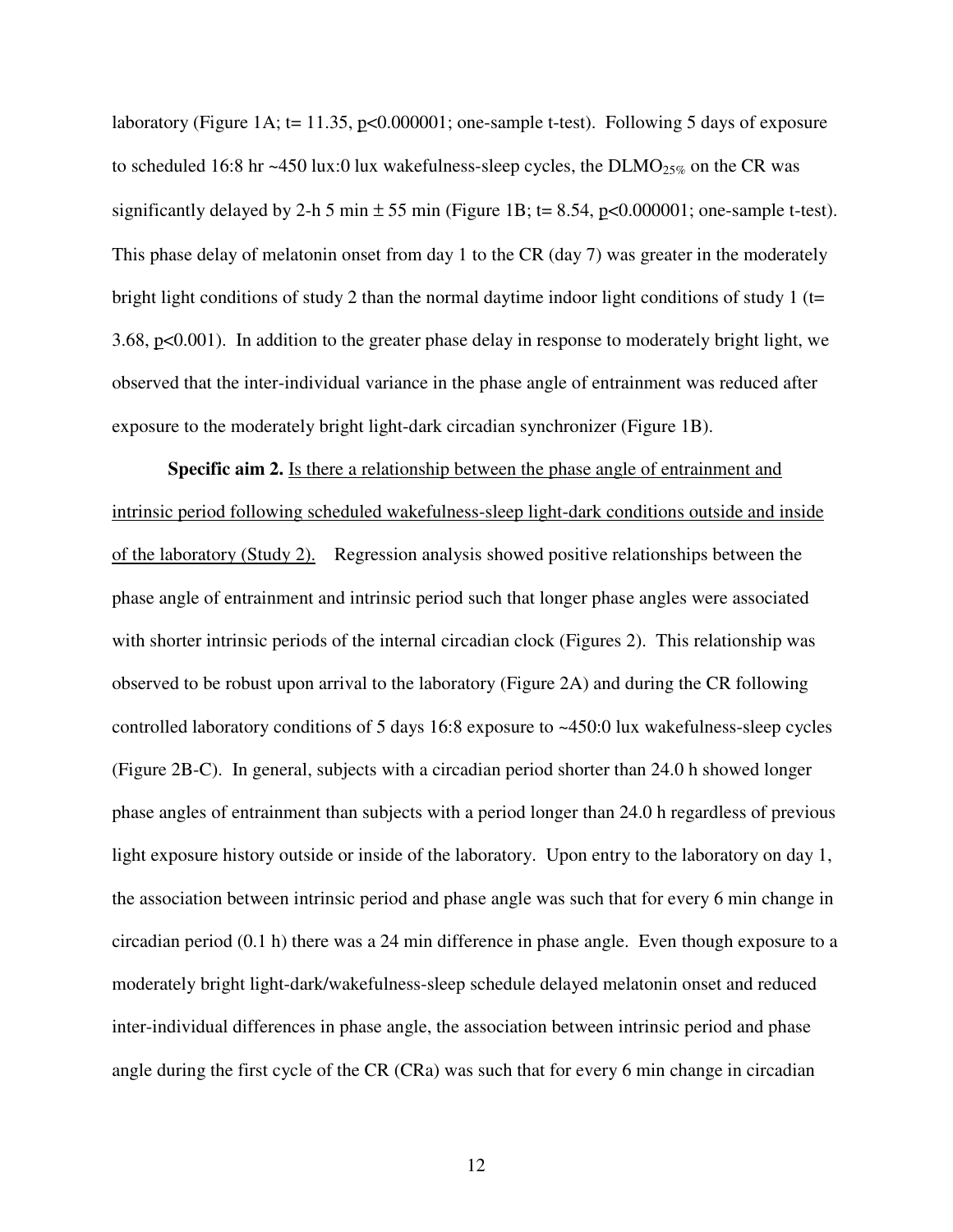laboratory (Figure 1A; t= 11.35, p<0.000001; one-sample t-test). Following 5 days of exposure to scheduled 16:8 hr ~450 lux:0 lux wakefulness-sleep cycles, the $DLMO_{25\%}$ on the CR was significantly delayed by 2-h 5 min ± 55 min (Figure 1B; t= 8.54, p<0.000001; one-sample t-test). This phase delay of melatonin onset from day 1 to the CR (day 7) was greater in the moderately bright light conditions of study 2 than the normal daytime indoor light conditions of study 1 (t= 3.68, p<0.001). In addition to the greater phase delay in response to moderately bright light, we observed that the inter-individual variance in the phase angle of entrainment was reduced after exposure to the moderately bright light-dark circadian synchronizer (Figure 1B).

**Specific aim 2.** Is there a relationship between the phase angle of entrainment and intrinsic period following scheduled wakefulness-sleep light-dark conditions outside and inside of the laboratory (Study 2). Regression analysis showed positive relationships between the phase angle of entrainment and intrinsic period such that longer phase angles were associated with shorter intrinsic periods of the internal circadian clock (Figures 2). This relationship was observed to be robust upon arrival to the laboratory (Figure 2A) and during the CR following controlled laboratory conditions of 5 days 16:8 exposure to ~450:0 lux wakefulness-sleep cycles (Figure 2B-C). In general, subjects with a circadian period shorter than 24.0 h showed longer phase angles of entrainment than subjects with a period longer than 24.0 h regardless of previous light exposure history outside or inside of the laboratory. Upon entry to the laboratory on day 1, the association between intrinsic period and phase angle was such that for every 6 min change in circadian period (0.1 h) there was a 24 min difference in phase angle. Even though exposure to a moderately bright light-dark/wakefulness-sleep schedule delayed melatonin onset and reduced inter-individual differences in phase angle, the association between intrinsic period and phase angle during the first cycle of the CR (CRa) was such that for every 6 min change in circadian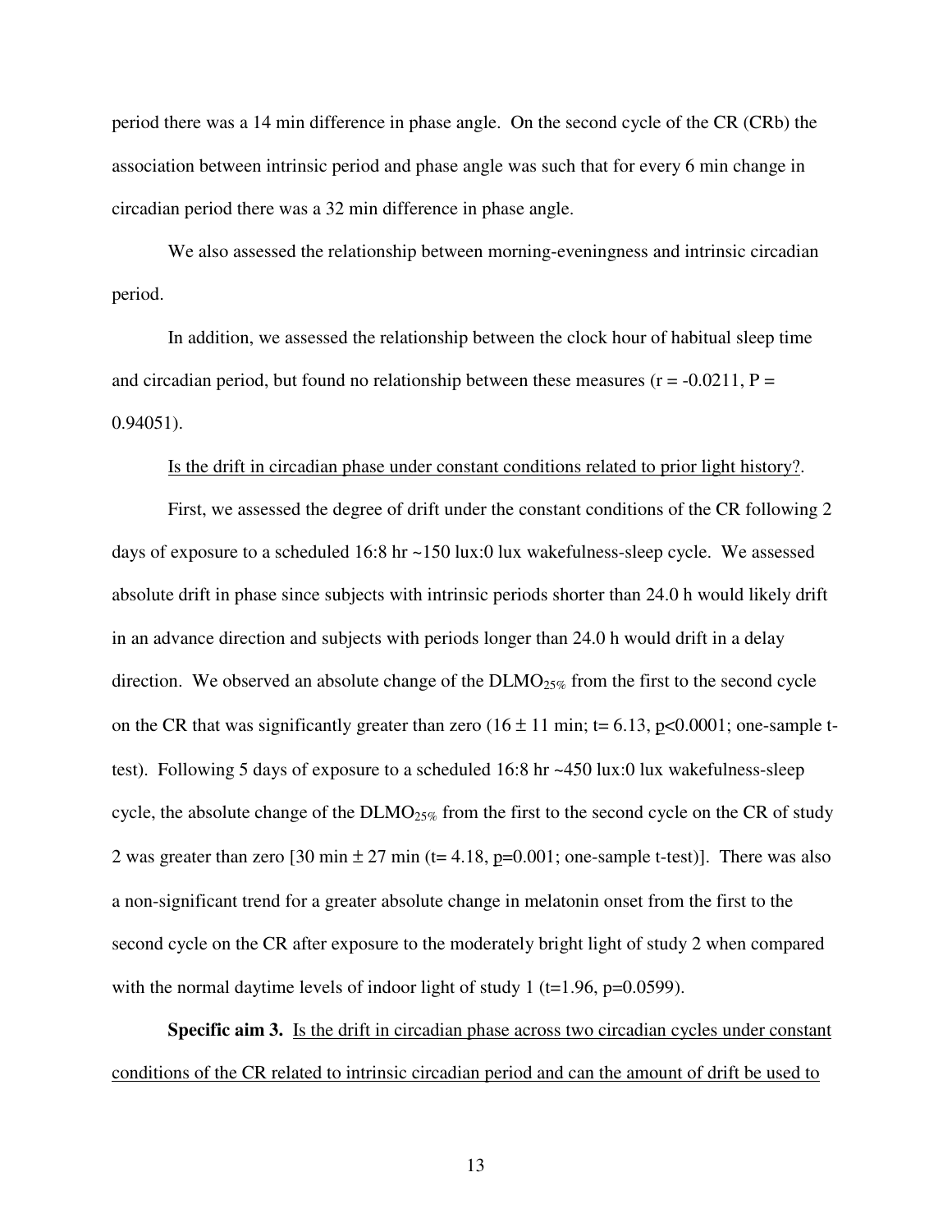period there was a 14 min difference in phase angle. On the second cycle of the CR (CRb) the association between intrinsic period and phase angle was such that for every 6 min change in circadian period there was a 32 min difference in phase angle.

We also assessed the relationship between morning-eveningness and intrinsic circadian period.

In addition, we assessed the relationship between the clock hour of habitual sleep time and circadian period, but found no relationship between these measures ($r = -0.0211$, $P = 0.94051$).

Is the drift in circadian phase under constant conditions related to prior light history?.

First, we assessed the degree of drift under the constant conditions of the CR following 2 days of exposure to a scheduled 16:8 hr ~150 lux:0 lux wakefulness-sleep cycle. We assessed absolute drift in phase since subjects with intrinsic periods shorter than 24.0 h would likely drift in an advance direction and subjects with periods longer than 24.0 h would drift in a delay direction. We observed an absolute change of the $DLMO_{25\%}$ from the first to the second cycle on the CR that was significantly greater than zero ($16 \pm 11$ min; $t = 6.13$, $p<0.0001$; one-sample t-test). Following 5 days of exposure to a scheduled 16:8 hr ~450 lux:0 lux wakefulness-sleep cycle, the absolute change of the $DLMO_{25\%}$ from the first to the second cycle on the CR of study 2 was greater than zero [30 min $\pm$ 27 min ($t = 4.18$, $p=0.001$; one-sample t-test)]. There was also a non-significant trend for a greater absolute change in melatonin onset from the first to the second cycle on the CR after exposure to the moderately bright light of study 2 when compared with the normal daytime levels of indoor light of study 1 ($t=1.96$, $p=0.0599$).

**Specific aim 3.** Is the drift in circadian phase across two circadian cycles under constant conditions of the CR related to intrinsic circadian period and can the amount of drift be used to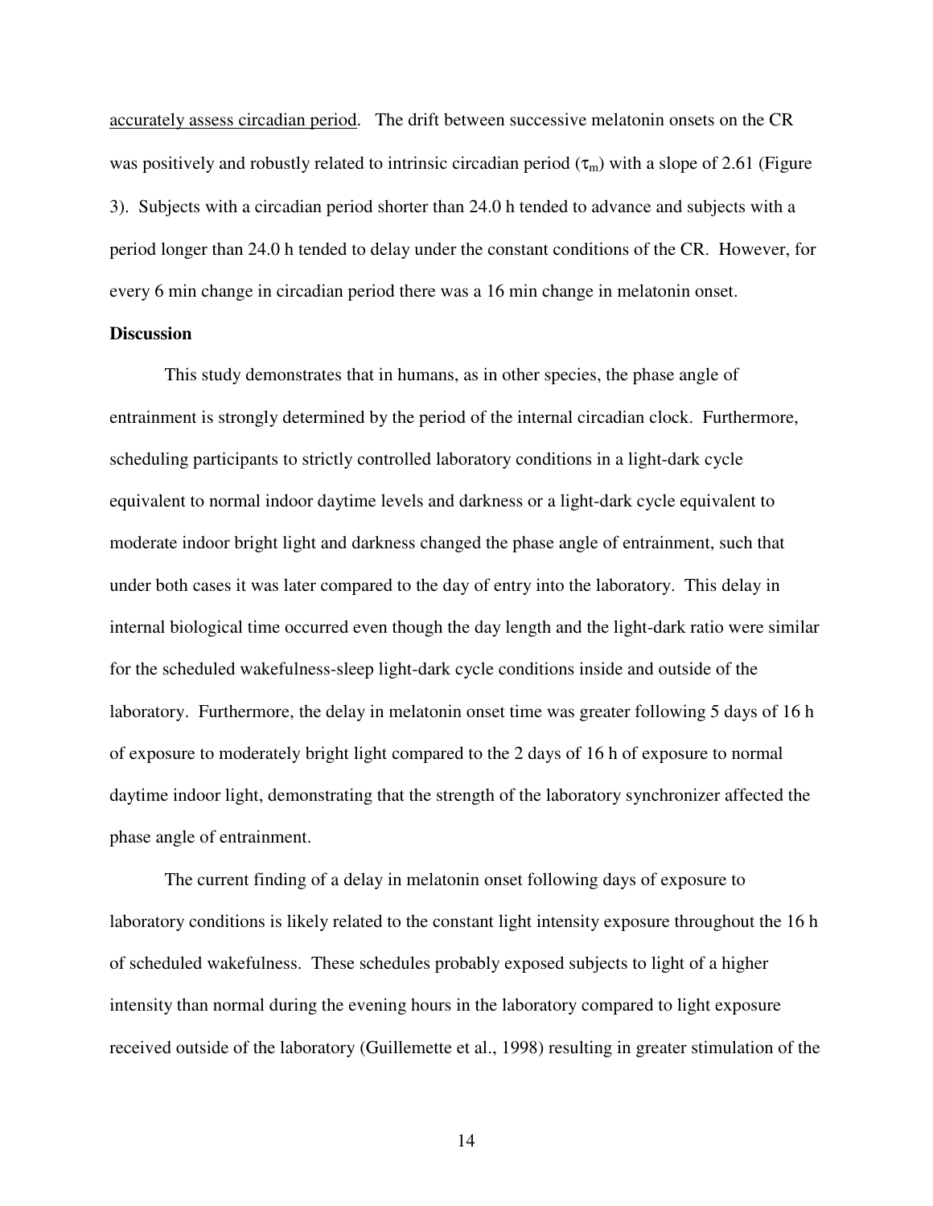accurately assess circadian period. The drift between successive melatonin onsets on the CR was positively and robustly related to intrinsic circadian period ($\tau_m$) with a slope of 2.61 (Figure 3). Subjects with a circadian period shorter than 24.0 h tended to advance and subjects with a period longer than 24.0 h tended to delay under the constant conditions of the CR. However, for every 6 min change in circadian period there was a 16 min change in melatonin onset.

**Discussion**

This study demonstrates that in humans, as in other species, the phase angle of entrainment is strongly determined by the period of the internal circadian clock. Furthermore, scheduling participants to strictly controlled laboratory conditions in a light-dark cycle equivalent to normal indoor daytime levels and darkness or a light-dark cycle equivalent to moderate indoor bright light and darkness changed the phase angle of entrainment, such that under both cases it was later compared to the day of entry into the laboratory. This delay in internal biological time occurred even though the day length and the light-dark ratio were similar for the scheduled wakefulness-sleep light-dark cycle conditions inside and outside of the laboratory. Furthermore, the delay in melatonin onset time was greater following 5 days of 16 h of exposure to moderately bright light compared to the 2 days of 16 h of exposure to normal daytime indoor light, demonstrating that the strength of the laboratory synchronizer affected the phase angle of entrainment.

The current finding of a delay in melatonin onset following days of exposure to laboratory conditions is likely related to the constant light intensity exposure throughout the 16 h of scheduled wakefulness. These schedules probably exposed subjects to light of a higher intensity than normal during the evening hours in the laboratory compared to light exposure received outside of the laboratory (Guillemette et al., 1998) resulting in greater stimulation of the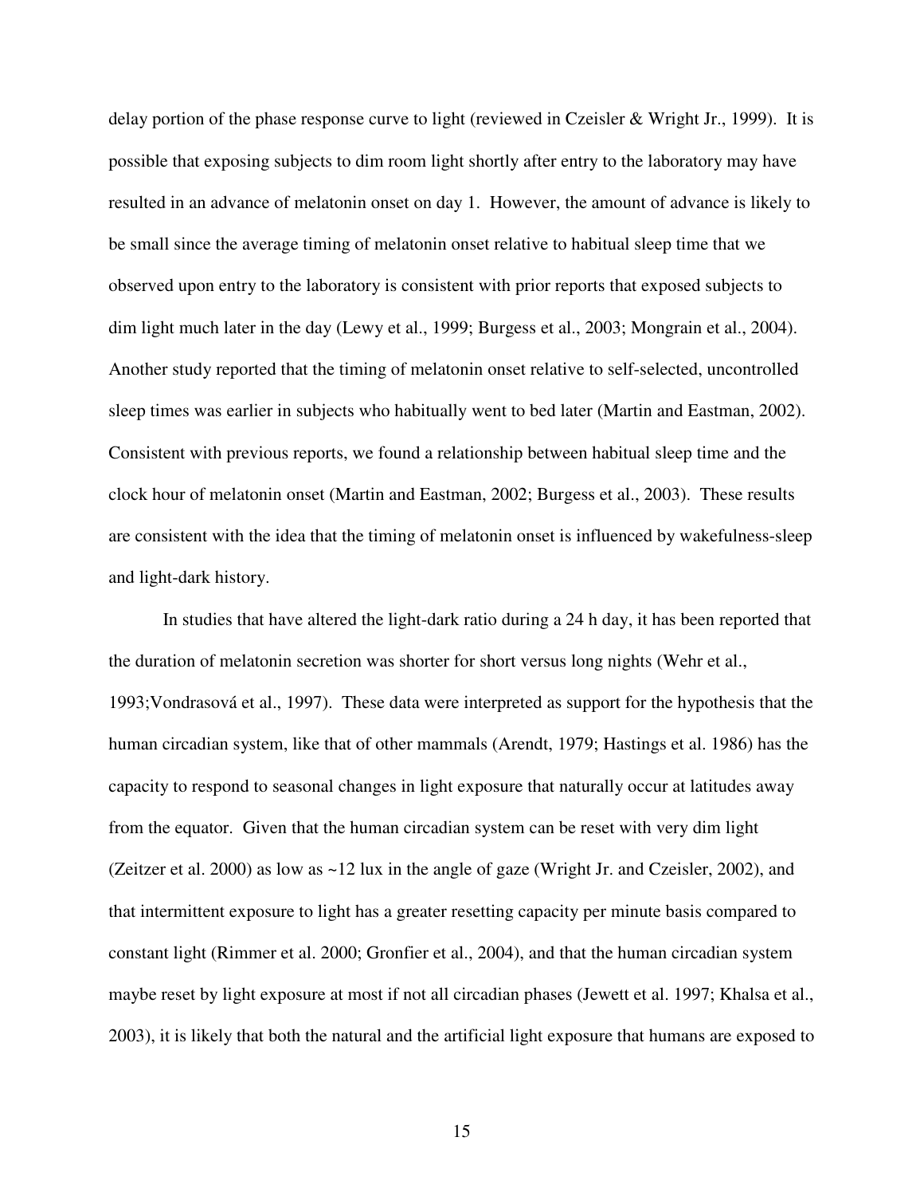delay portion of the phase response curve to light (reviewed in Czeisler & Wright Jr., 1999). It is possible that exposing subjects to dim room light shortly after entry to the laboratory may have resulted in an advance of melatonin onset on day 1. However, the amount of advance is likely to be small since the average timing of melatonin onset relative to habitual sleep time that we observed upon entry to the laboratory is consistent with prior reports that exposed subjects to dim light much later in the day (Lewy et al., 1999; Burgess et al., 2003; Mongrain et al., 2004). Another study reported that the timing of melatonin onset relative to self-selected, uncontrolled sleep times was earlier in subjects who habitually went to bed later (Martin and Eastman, 2002). Consistent with previous reports, we found a relationship between habitual sleep time and the clock hour of melatonin onset (Martin and Eastman, 2002; Burgess et al., 2003). These results are consistent with the idea that the timing of melatonin onset is influenced by wakefulness-sleep and light-dark history.

In studies that have altered the light-dark ratio during a 24 h day, it has been reported that the duration of melatonin secretion was shorter for short versus long nights (Wehr et al., 1993;Vondrasová et al., 1997). These data were interpreted as support for the hypothesis that the human circadian system, like that of other mammals (Arendt, 1979; Hastings et al. 1986) has the capacity to respond to seasonal changes in light exposure that naturally occur at latitudes away from the equator. Given that the human circadian system can be reset with very dim light (Zeitzer et al. 2000) as low as ~12 lux in the angle of gaze (Wright Jr. and Czeisler, 2002), and that intermittent exposure to light has a greater resetting capacity per minute basis compared to constant light (Rimmer et al. 2000; Gronfier et al., 2004), and that the human circadian system maybe reset by light exposure at most if not all circadian phases (Jewett et al. 1997; Khalsa et al., 2003), it is likely that both the natural and the artificial light exposure that humans are exposed to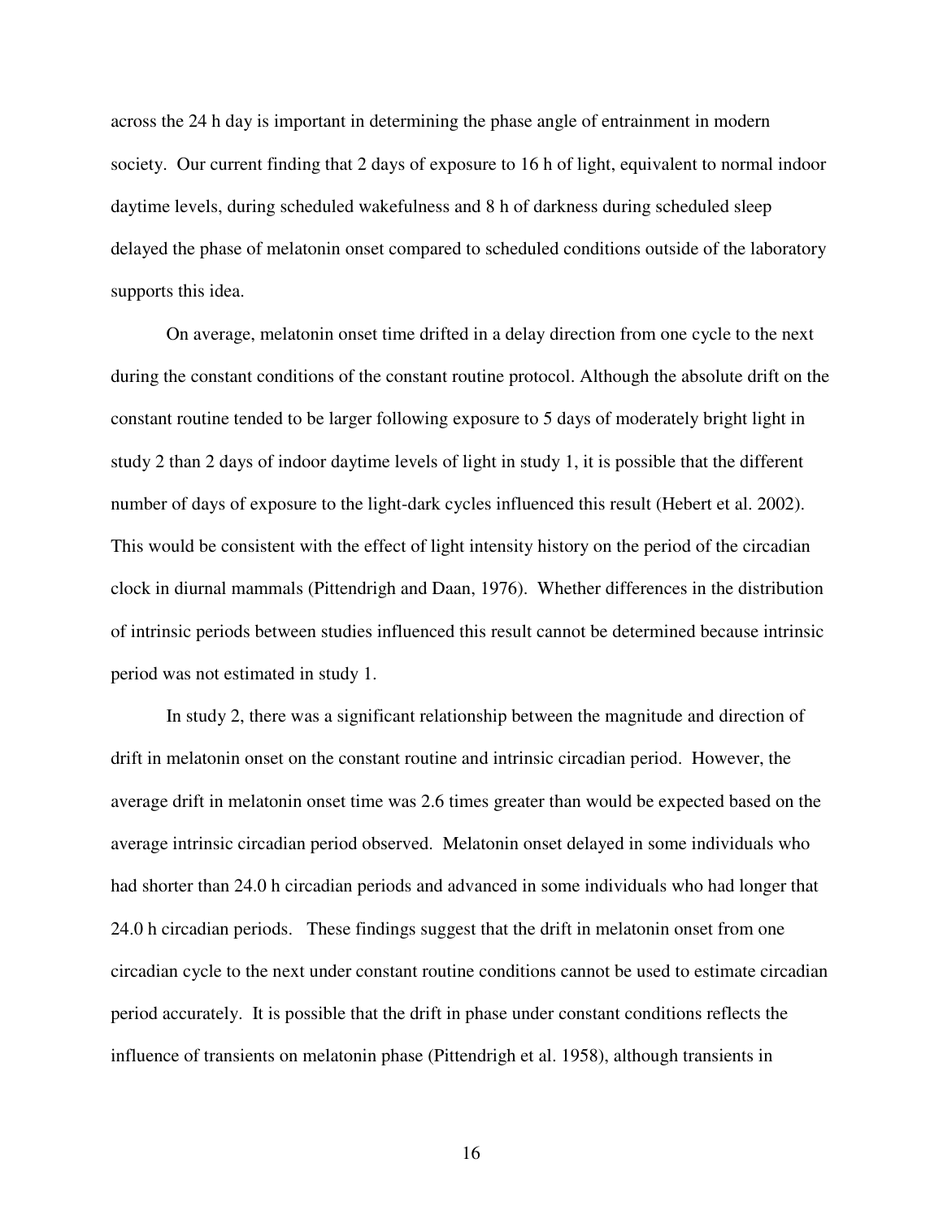across the 24 h day is important in determining the phase angle of entrainment in modern society. Our current finding that 2 days of exposure to 16 h of light, equivalent to normal indoor daytime levels, during scheduled wakefulness and 8 h of darkness during scheduled sleep delayed the phase of melatonin onset compared to scheduled conditions outside of the laboratory supports this idea.

On average, melatonin onset time drifted in a delay direction from one cycle to the next during the constant conditions of the constant routine protocol. Although the absolute drift on the constant routine tended to be larger following exposure to 5 days of moderately bright light in study 2 than 2 days of indoor daytime levels of light in study 1, it is possible that the different number of days of exposure to the light-dark cycles influenced this result (Hebert et al. 2002). This would be consistent with the effect of light intensity history on the period of the circadian clock in diurnal mammals (Pittendrigh and Daan, 1976). Whether differences in the distribution of intrinsic periods between studies influenced this result cannot be determined because intrinsic period was not estimated in study 1.

In study 2, there was a significant relationship between the magnitude and direction of drift in melatonin onset on the constant routine and intrinsic circadian period. However, the average drift in melatonin onset time was 2.6 times greater than would be expected based on the average intrinsic circadian period observed. Melatonin onset delayed in some individuals who had shorter than 24.0 h circadian periods and advanced in some individuals who had longer that 24.0 h circadian periods. These findings suggest that the drift in melatonin onset from one circadian cycle to the next under constant routine conditions cannot be used to estimate circadian period accurately. It is possible that the drift in phase under constant conditions reflects the influence of transients on melatonin phase (Pittendrigh et al. 1958), although transients in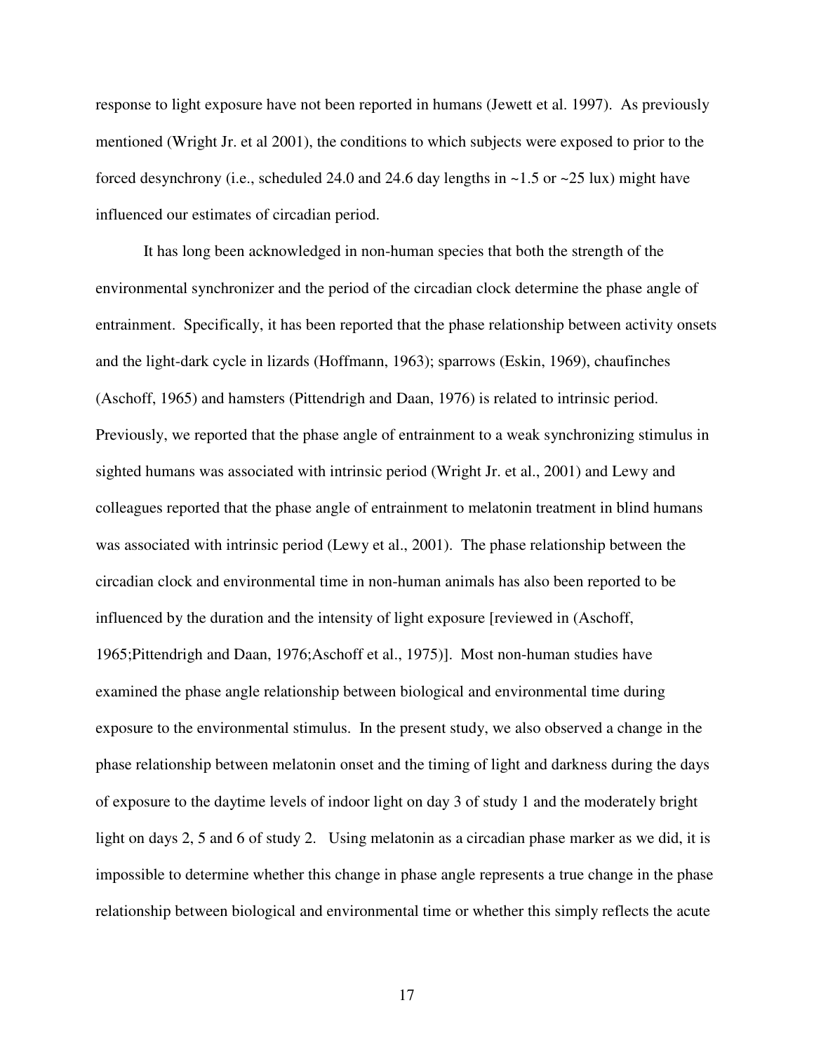response to light exposure have not been reported in humans (Jewett et al. 1997). As previously mentioned (Wright Jr. et al 2001), the conditions to which subjects were exposed to prior to the forced desynchrony (i.e., scheduled 24.0 and 24.6 day lengths in ~1.5 or ~25 lux) might have influenced our estimates of circadian period.

It has long been acknowledged in non-human species that both the strength of the environmental synchronizer and the period of the circadian clock determine the phase angle of entrainment. Specifically, it has been reported that the phase relationship between activity onsets and the light-dark cycle in lizards (Hoffmann, 1963); sparrows (Eskin, 1969), chaufinches (Aschoff, 1965) and hamsters (Pittendrigh and Daan, 1976) is related to intrinsic period. Previously, we reported that the phase angle of entrainment to a weak synchronizing stimulus in sighted humans was associated with intrinsic period (Wright Jr. et al., 2001) and Lewy and colleagues reported that the phase angle of entrainment to melatonin treatment in blind humans was associated with intrinsic period (Lewy et al., 2001). The phase relationship between the circadian clock and environmental time in non-human animals has also been reported to be influenced by the duration and the intensity of light exposure [reviewed in (Aschoff, 1965;Pittendrigh and Daan, 1976;Aschoff et al., 1975)]. Most non-human studies have examined the phase angle relationship between biological and environmental time during exposure to the environmental stimulus. In the present study, we also observed a change in the phase relationship between melatonin onset and the timing of light and darkness during the days of exposure to the daytime levels of indoor light on day 3 of study 1 and the moderately bright light on days 2, 5 and 6 of study 2. Using melatonin as a circadian phase marker as we did, it is impossible to determine whether this change in phase angle represents a true change in the phase relationship between biological and environmental time or whether this simply reflects the acute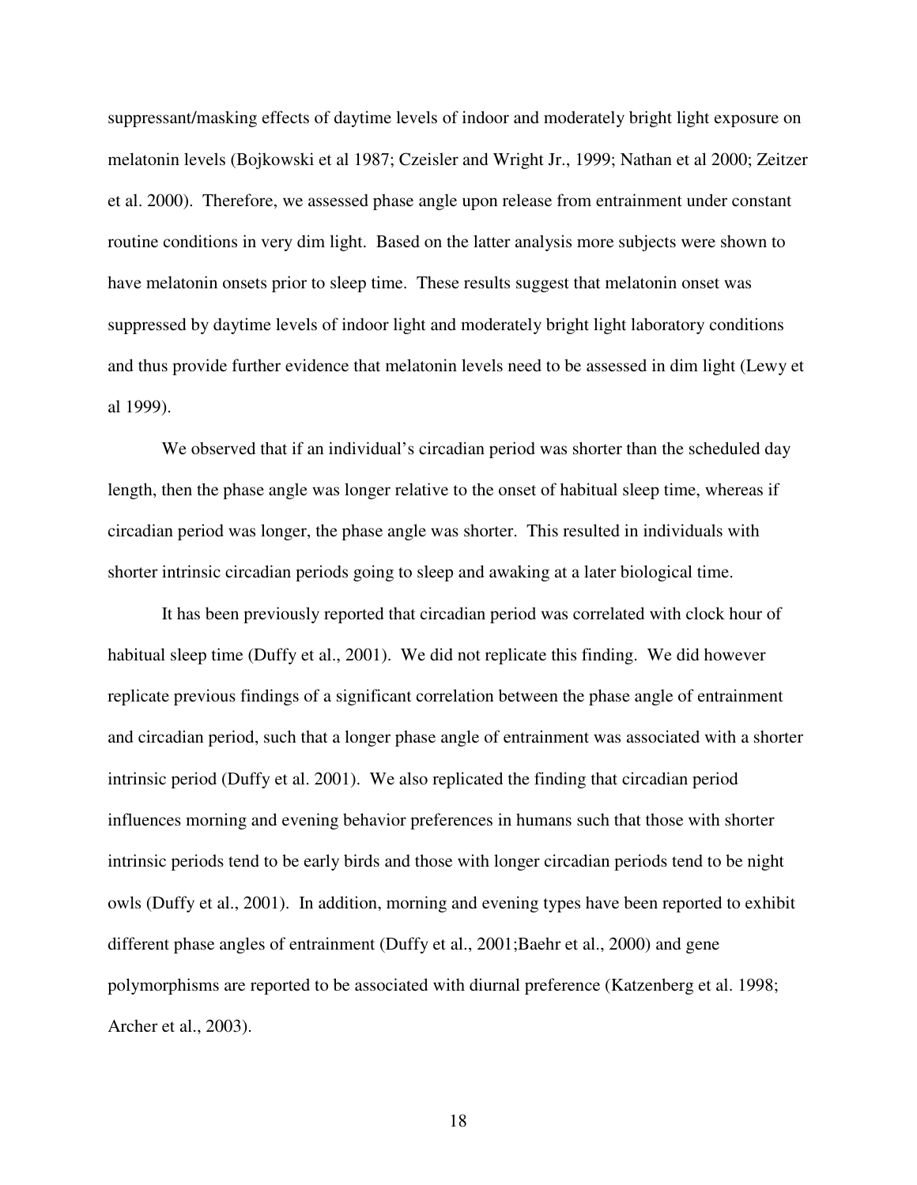suppressant/masking effects of daytime levels of indoor and moderately bright light exposure on melatonin levels (Bojkowski et al 1987; Czeisler and Wright Jr., 1999; Nathan et al 2000; Zeitzer et al. 2000). Therefore, we assessed phase angle upon release from entrainment under constant routine conditions in very dim light. Based on the latter analysis more subjects were shown to have melatonin onsets prior to sleep time. These results suggest that melatonin onset was suppressed by daytime levels of indoor light and moderately bright light laboratory conditions and thus provide further evidence that melatonin levels need to be assessed in dim light (Lewy et al 1999).

We observed that if an individual's circadian period was shorter than the scheduled day length, then the phase angle was longer relative to the onset of habitual sleep time, whereas if circadian period was longer, the phase angle was shorter. This resulted in individuals with shorter intrinsic circadian periods going to sleep and awaking at a later biological time.

It has been previously reported that circadian period was correlated with clock hour of habitual sleep time (Duffy et al., 2001). We did not replicate this finding. We did however replicate previous findings of a significant correlation between the phase angle of entrainment and circadian period, such that a longer phase angle of entrainment was associated with a shorter intrinsic period (Duffy et al. 2001). We also replicated the finding that circadian period influences morning and evening behavior preferences in humans such that those with shorter intrinsic periods tend to be early birds and those with longer circadian periods tend to be night owls (Duffy et al., 2001). In addition, morning and evening types have been reported to exhibit different phase angles of entrainment (Duffy et al., 2001;Baehr et al., 2000) and gene polymorphisms are reported to be associated with diurnal preference (Katzenberg et al. 1998; Archer et al., 2003).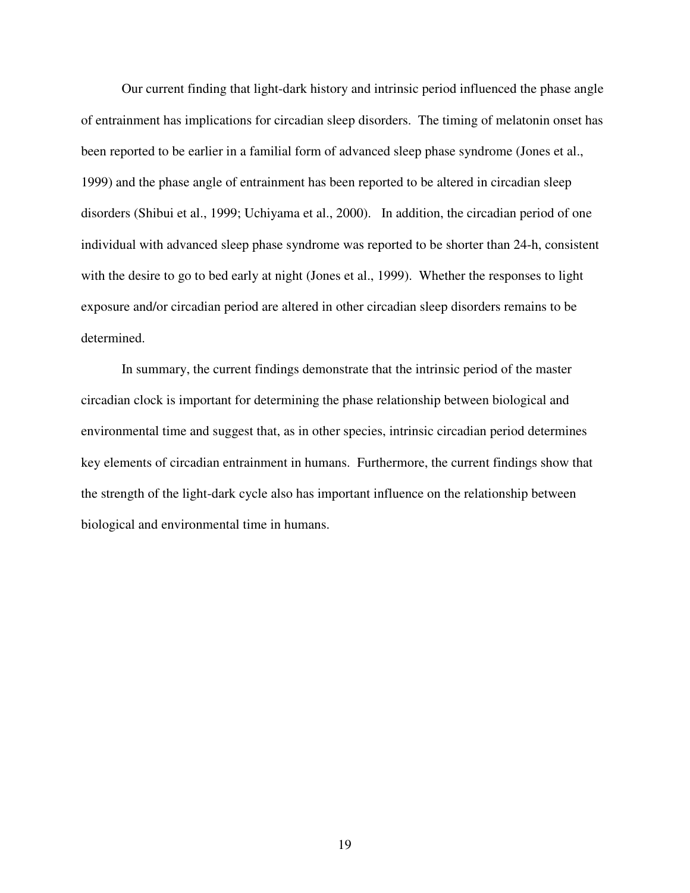Our current finding that light-dark history and intrinsic period influenced the phase angle of entrainment has implications for circadian sleep disorders. The timing of melatonin onset has been reported to be earlier in a familial form of advanced sleep phase syndrome (Jones et al., 1999) and the phase angle of entrainment has been reported to be altered in circadian sleep disorders (Shibui et al., 1999; Uchiyama et al., 2000). In addition, the circadian period of one individual with advanced sleep phase syndrome was reported to be shorter than 24-h, consistent with the desire to go to bed early at night (Jones et al., 1999). Whether the responses to light exposure and/or circadian period are altered in other circadian sleep disorders remains to be determined.

In summary, the current findings demonstrate that the intrinsic period of the master circadian clock is important for determining the phase relationship between biological and environmental time and suggest that, as in other species, intrinsic circadian period determines key elements of circadian entrainment in humans. Furthermore, the current findings show that the strength of the light-dark cycle also has important influence on the relationship between biological and environmental time in humans.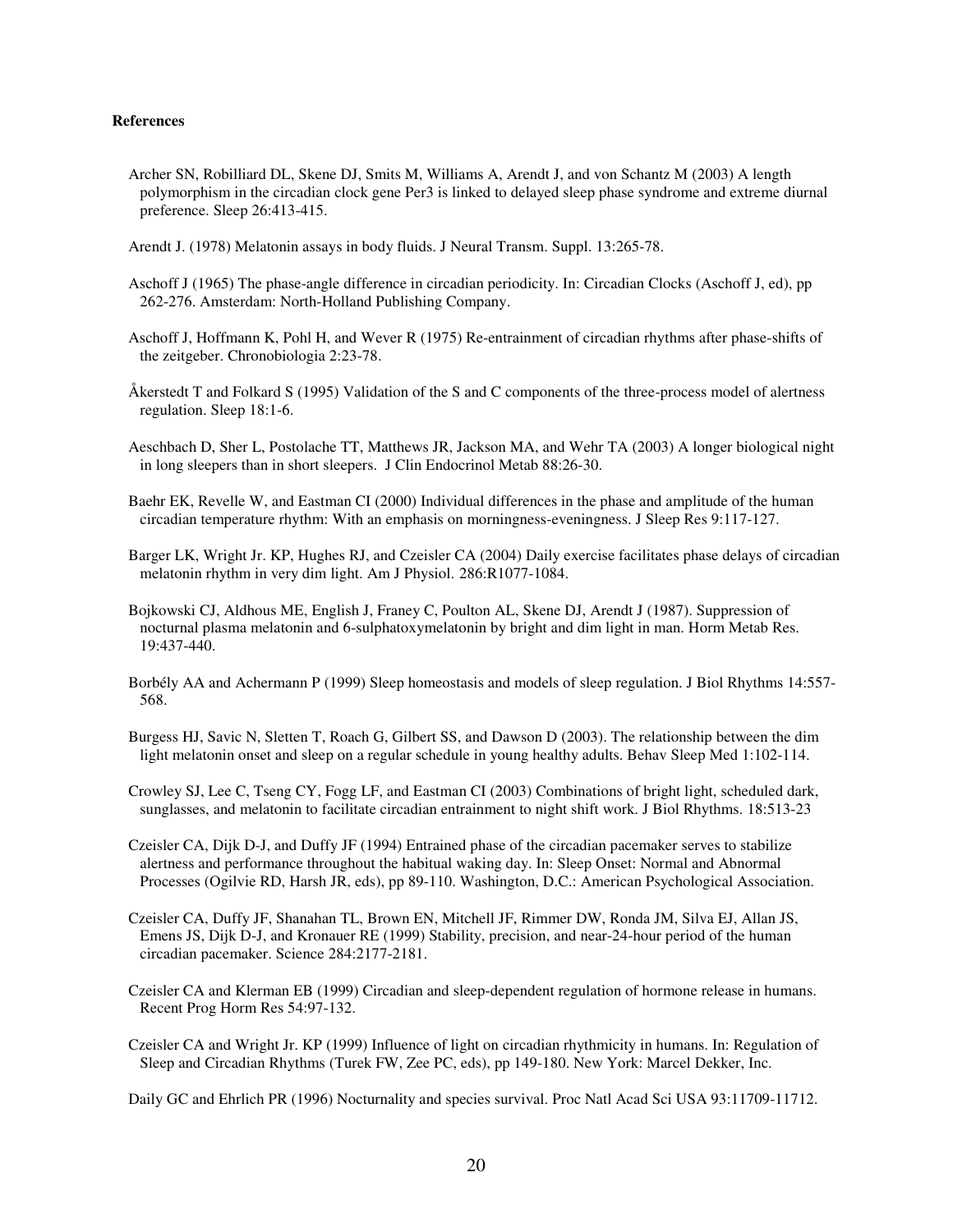**References**

Archer SN, Robilliard DL, Skene DJ, Smits M, Williams A, Arendt J, and von Schantz M (2003) A length polymorphism in the circadian clock gene Per3 is linked to delayed sleep phase syndrome and extreme diurnal preference. Sleep 26:413-415.

Arendt J. (1978) Melatonin assays in body fluids. J Neural Transm. Suppl. 13:265-78.

Aschoff J (1965) The phase-angle difference in circadian periodicity. In: Circadian Clocks (Aschoff J, ed), pp 262-276. Amsterdam: North-Holland Publishing Company.

Aschoff J, Hoffmann K, Pohl H, and Wever R (1975) Re-entrainment of circadian rhythms after phase-shifts of the zeitgeber. Chronobiologia 2:23-78.

Åkerstedt T and Folkard S (1995) Validation of the S and C components of the three-process model of alertness regulation. Sleep 18:1-6.

Aeschbach D, Sher L, Postolache TT, Matthews JR, Jackson MA, and Wehr TA (2003) A longer biological night in long sleepers than in short sleepers. J Clin Endocrinol Metab 88:26-30.

Baehr EK, Revelle W, and Eastman CI (2000) Individual differences in the phase and amplitude of the human circadian temperature rhythm: With an emphasis on morningness-eveningness. J Sleep Res 9:117-127.

Barger LK, Wright Jr. KP, Hughes RJ, and Czeisler CA (2004) Daily exercise facilitates phase delays of circadian melatonin rhythm in very dim light. Am J Physiol. 286:R1077-1084.

Bojkowski CJ, Aldhous ME, English J, Franey C, Poulton AL, Skene DJ, Arendt J (1987). Suppression of nocturnal plasma melatonin and 6-sulphatoxymelatonin by bright and dim light in man. Horm Metab Res. 19:437-440.

Borbély AA and Achermann P (1999) Sleep homeostasis and models of sleep regulation. J Biol Rhythms 14:557-568.

Burgess HJ, Savic N, Sletten T, Roach G, Gilbert SS, and Dawson D (2003). The relationship between the dim light melatonin onset and sleep on a regular schedule in young healthy adults. Behav Sleep Med 1:102-114.

Crowley SJ, Lee C, Tseng CY, Fogg LF, and Eastman CI (2003) Combinations of bright light, scheduled dark, sunglasses, and melatonin to facilitate circadian entrainment to night shift work. J Biol Rhythms. 18:513-23

Czeisler CA, Dijk D-J, and Duffy JF (1994) Entrained phase of the circadian pacemaker serves to stabilize alertness and performance throughout the habitual waking day. In: Sleep Onset: Normal and Abnormal Processes (Ogilvie RD, Harsh JR, eds), pp 89-110. Washington, D.C.: American Psychological Association.

Czeisler CA, Duffy JF, Shanahan TL, Brown EN, Mitchell JF, Rimmer DW, Ronda JM, Silva EJ, Allan JS, Emens JS, Dijk D-J, and Kronauer RE (1999) Stability, precision, and near-24-hour period of the human circadian pacemaker. Science 284:2177-2181.

Czeisler CA and Klerman EB (1999) Circadian and sleep-dependent regulation of hormone release in humans. Recent Prog Horm Res 54:97-132.

Czeisler CA and Wright Jr. KP (1999) Influence of light on circadian rhythmicity in humans. In: Regulation of Sleep and Circadian Rhythms (Turek FW, Zee PC, eds), pp 149-180. New York: Marcel Dekker, Inc.

Daily GC and Ehrlich PR (1996) Nocturnality and species survival. Proc Natl Acad Sci USA 93:11709-11712.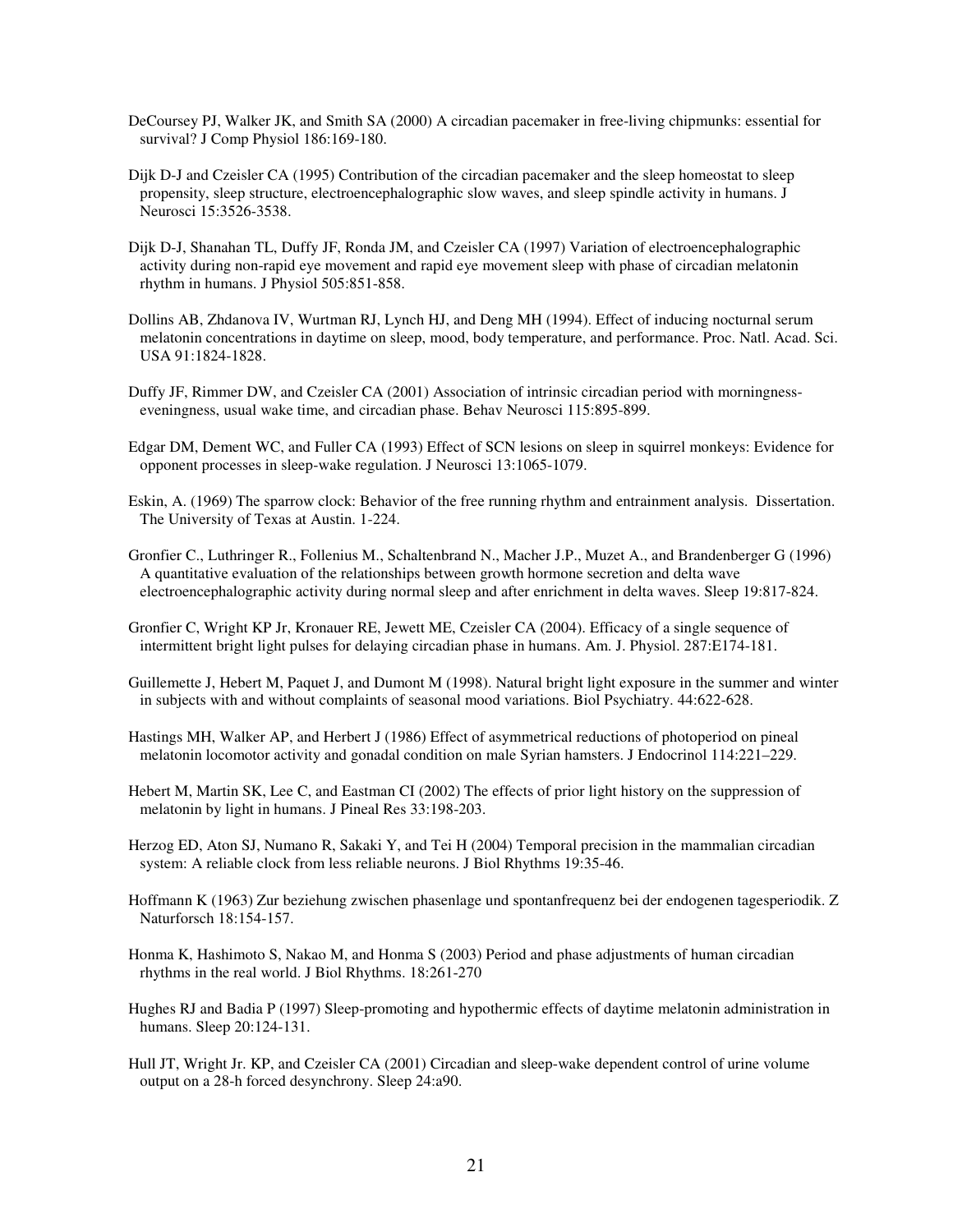DeCoursey PJ, Walker JK, and Smith SA (2000) A circadian pacemaker in free-living chipmunks: essential for survival? J Comp Physiol 186:169-180.

Dijk D-J and Czeisler CA (1995) Contribution of the circadian pacemaker and the sleep homeostat to sleep propensity, sleep structure, electroencephalographic slow waves, and sleep spindle activity in humans. J Neurosci 15:3526-3538.

Dijk D-J, Shanahan TL, Duffy JF, Ronda JM, and Czeisler CA (1997) Variation of electroencephalographic activity during non-rapid eye movement and rapid eye movement sleep with phase of circadian melatonin rhythm in humans. J Physiol 505:851-858.

Dollins AB, Zhdanova IV, Wurtman RJ, Lynch HJ, and Deng MH (1994). Effect of inducing nocturnal serum melatonin concentrations in daytime on sleep, mood, body temperature, and performance. Proc. Natl. Acad. Sci. USA 91:1824-1828.

Duffy JF, Rimmer DW, and Czeisler CA (2001) Association of intrinsic circadian period with morningness-eveningness, usual wake time, and circadian phase. Behav Neurosci 115:895-899.

Edgar DM, Dement WC, and Fuller CA (1993) Effect of SCN lesions on sleep in squirrel monkeys: Evidence for opponent processes in sleep-wake regulation. J Neurosci 13:1065-1079.

Eskin, A. (1969) The sparrow clock: Behavior of the free running rhythm and entrainment analysis. Dissertation. The University of Texas at Austin. 1-224.

Gronfier C., Luthringer R., Follenius M., Schaltenbrand N., Macher J.P., Muzet A., and Brandenberger G (1996) A quantitative evaluation of the relationships between growth hormone secretion and delta wave electroencephalographic activity during normal sleep and after enrichment in delta waves. Sleep 19:817-824.

Gronfier C, Wright KP Jr, Kronauer RE, Jewett ME, Czeisler CA (2004). Efficacy of a single sequence of intermittent bright light pulses for delaying circadian phase in humans. Am. J. Physiol. 287:E174-181.

Guillemette J, Hebert M, Paquet J, and Dumont M (1998). Natural bright light exposure in the summer and winter in subjects with and without complaints of seasonal mood variations. Biol Psychiatry. 44:622-628.

Hastings MH, Walker AP, and Herbert J (1986) Effect of asymmetrical reductions of photoperiod on pineal melatonin locomotor activity and gonadal condition on male Syrian hamsters. J Endocrinol 114:221–229.

Hebert M, Martin SK, Lee C, and Eastman CI (2002) The effects of prior light history on the suppression of melatonin by light in humans. J Pineal Res 33:198-203.

Herzog ED, Aton SJ, Numano R, Sakaki Y, and Tei H (2004) Temporal precision in the mammalian circadian system: A reliable clock from less reliable neurons. J Biol Rhythms 19:35-46.

Hoffmann K (1963) Zur beziehung zwischen phasenlage und spontanfrequenz bei der endogenen tagesperiodik. Z Naturforsch 18:154-157.

Honma K, Hashimoto S, Nakao M, and Honma S (2003) Period and phase adjustments of human circadian rhythms in the real world. J Biol Rhythms. 18:261-270

Hughes RJ and Badia P (1997) Sleep-promoting and hypothermic effects of daytime melatonin administration in humans. Sleep 20:124-131.

Hull JT, Wright Jr. KP, and Czeisler CA (2001) Circadian and sleep-wake dependent control of urine volume output on a 28-h forced desynchrony. Sleep 24:a90.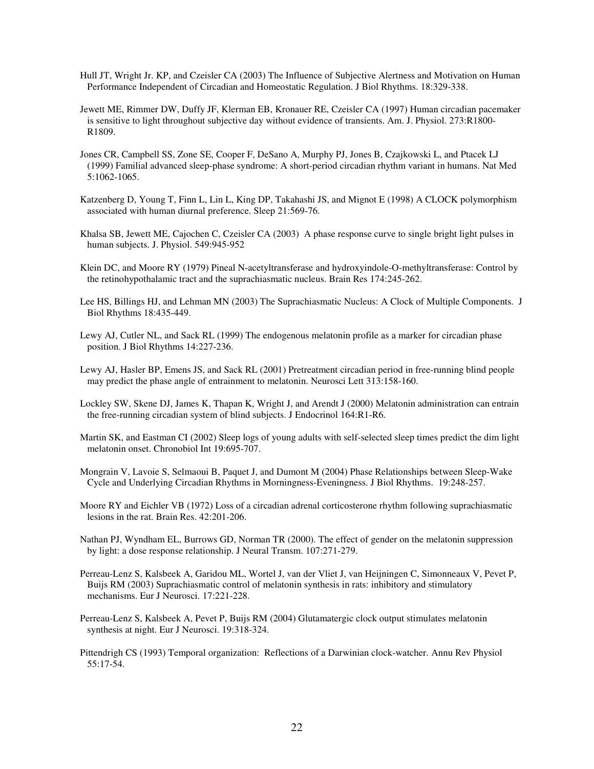Hull JT, Wright Jr. KP, and Czeisler CA (2003) The Influence of Subjective Alertness and Motivation on Human Performance Independent of Circadian and Homeostatic Regulation. J Biol Rhythms. 18:329-338.

Jewett ME, Rimmer DW, Duffy JF, Klerman EB, Kronauer RE, Czeisler CA (1997) Human circadian pacemaker is sensitive to light throughout subjective day without evidence of transients. Am. J. Physiol. 273:R1800-R1809.

Jones CR, Campbell SS, Zone SE, Cooper F, DeSano A, Murphy PJ, Jones B, Czajkowski L, and Ptacek LJ (1999) Familial advanced sleep-phase syndrome: A short-period circadian rhythm variant in humans. Nat Med 5:1062-1065.

Katzenberg D, Young T, Finn L, Lin L, King DP, Takahashi JS, and Mignot E (1998) A CLOCK polymorphism associated with human diurnal preference. Sleep 21:569-76.

Khalsa SB, Jewett ME, Cajochen C, Czeisler CA (2003) A phase response curve to single bright light pulses in human subjects. J. Physiol. 549:945-952

Klein DC, and Moore RY (1979) Pineal N-acetyltransferase and hydroxyindole-O-methyltransferase: Control by the retinohypothalamic tract and the suprachiasmatic nucleus. Brain Res 174:245-262.

Lee HS, Billings HJ, and Lehman MN (2003) The Suprachiasmatic Nucleus: A Clock of Multiple Components. J Biol Rhythms 18:435-449.

Lewy AJ, Cutler NL, and Sack RL (1999) The endogenous melatonin profile as a marker for circadian phase position. J Biol Rhythms 14:227-236.

Lewy AJ, Hasler BP, Emens JS, and Sack RL (2001) Pretreatment circadian period in free-running blind people may predict the phase angle of entrainment to melatonin. Neurosci Lett 313:158-160.

Lockley SW, Skene DJ, James K, Thapan K, Wright J, and Arendt J (2000) Melatonin administration can entrain the free-running circadian system of blind subjects. J Endocrinol 164:R1-R6.

Martin SK, and Eastman CI (2002) Sleep logs of young adults with self-selected sleep times predict the dim light melatonin onset. Chronobiol Int 19:695-707.

Mongrain V, Lavoie S, Selmaoui B, Paquet J, and Dumont M (2004) Phase Relationships between Sleep-Wake Cycle and Underlying Circadian Rhythms in Morningness-Eveningness. J Biol Rhythms. 19:248-257.

Moore RY and Eichler VB (1972) Loss of a circadian adrenal corticosterone rhythm following suprachiasmatic lesions in the rat. Brain Res. 42:201-206.

Nathan PJ, Wyndham EL, Burrows GD, Norman TR (2000). The effect of gender on the melatonin suppression by light: a dose response relationship. J Neural Transm. 107:271-279.

Perreau-Lenz S, Kalsbeek A, Garidou ML, Wortel J, van der Vliet J, van Heijningen C, Simonneaux V, Pevet P, Buijs RM (2003) Suprachiasmatic control of melatonin synthesis in rats: inhibitory and stimulatory mechanisms. Eur J Neurosci. 17:221-228.

Perreau-Lenz S, Kalsbeek A, Pevet P, Buijs RM (2004) Glutamatergic clock output stimulates melatonin synthesis at night. Eur J Neurosci. 19:318-324.

Pittendrigh CS (1993) Temporal organization: Reflections of a Darwinian clock-watcher. Annu Rev Physiol 55:17-54.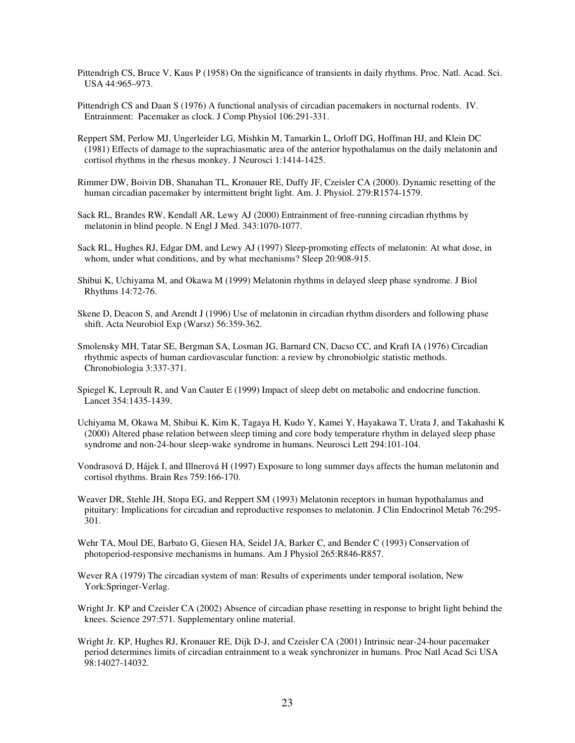Pittendrigh CS, Bruce V, Kaus P (1958) On the significance of transients in daily rhythms. Proc. Natl. Acad. Sci. USA 44:965–973.

Pittendrigh CS and Daan S (1976) A functional analysis of circadian pacemakers in nocturnal rodents. IV. Entrainment: Pacemaker as clock. J Comp Physiol 106:291-331.

Reppert SM, Perlow MJ, Ungerleider LG, Mishkin M, Tamarkin L, Orloff DG, Hoffman HJ, and Klein DC (1981) Effects of damage to the suprachiasmatic area of the anterior hypothalamus on the daily melatonin and cortisol rhythms in the rhesus monkey. J Neurosci 1:1414-1425.

Rimmer DW, Boivin DB, Shanahan TL, Kronauer RE, Duffy JF, Czeisler CA (2000). Dynamic resetting of the human circadian pacemaker by intermittent bright light. Am. J. Physiol. 279:R1574-1579.

Sack RL, Brandes RW, Kendall AR, Lewy AJ (2000) Entrainment of free-running circadian rhythms by melatonin in blind people. N Engl J Med. 343:1070-1077.

Sack RL, Hughes RJ, Edgar DM, and Lewy AJ (1997) Sleep-promoting effects of melatonin: At what dose, in whom, under what conditions, and by what mechanisms? Sleep 20:908-915.

Shibui K, Uchiyama M, and Okawa M (1999) Melatonin rhythms in delayed sleep phase syndrome. J Biol Rhythms 14:72-76.

Skene D, Deacon S, and Arendt J (1996) Use of melatonin in circadian rhythm disorders and following phase shift. Acta Neurobiol Exp (Warsz) 56:359-362.

Smolensky MH, Tatar SE, Bergman SA, Losman JG, Barnard CN, Dacso CC, and Kraft IA (1976) Circadian rhythmic aspects of human cardiovascular function: a review by chronobiolgic statistic methods. Chronobiologia 3:337-371.

Spiegel K, Leproult R, and Van Cauter E (1999) Impact of sleep debt on metabolic and endocrine function. Lancet 354:1435-1439.

Uchiyama M, Okawa M, Shibui K, Kim K, Tagaya H, Kudo Y, Kamei Y, Hayakawa T, Urata J, and Takahashi K (2000) Altered phase relation between sleep timing and core body temperature rhythm in delayed sleep phase syndrome and non-24-hour sleep-wake syndrome in humans. Neurosci Lett 294:101-104.

Vondrasová D, Hájek I, and Illnerová H (1997) Exposure to long summer days affects the human melatonin and cortisol rhythms. Brain Res 759:166-170.

Weaver DR, Stehle JH, Stopa EG, and Reppert SM (1993) Melatonin receptors in human hypothalamus and pituitary: Implications for circadian and reproductive responses to melatonin. J Clin Endocrinol Metab 76:295-301.

Wehr TA, Moul DE, Barbato G, Giesen HA, Seidel JA, Barker C, and Bender C (1993) Conservation of photoperiod-responsive mechanisms in humans. Am J Physiol 265:R846-R857.

Wever RA (1979) The circadian system of man: Results of experiments under temporal isolation, New York:Springer-Verlag.

Wright Jr. KP and Czeisler CA (2002) Absence of circadian phase resetting in response to bright light behind the knees. Science 297:571. Supplementary online material.

Wright Jr. KP, Hughes RJ, Kronauer RE, Dijk D-J, and Czeisler CA (2001) Intrinsic near-24-hour pacemaker period determines limits of circadian entrainment to a weak synchronizer in humans. Proc Natl Acad Sci USA 98:14027-14032.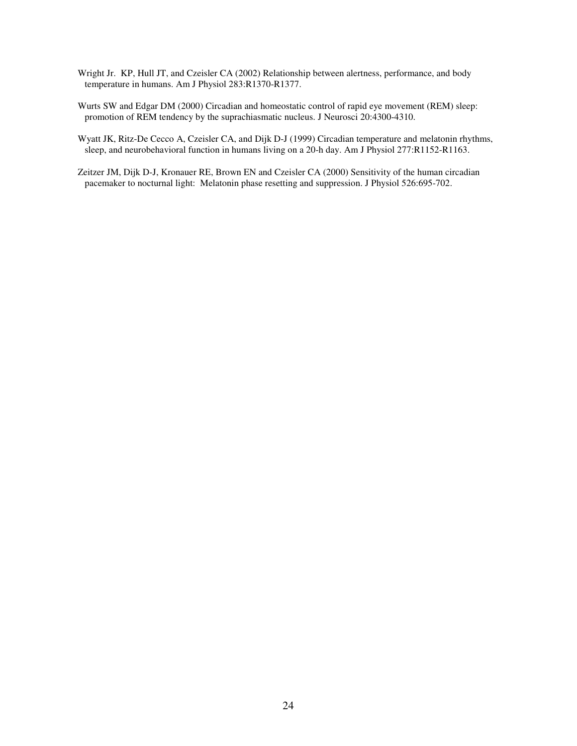Wright Jr. KP, Hull JT, and Czeisler CA (2002) Relationship between alertness, performance, and body temperature in humans. Am J Physiol 283:R1370-R1377.

Wurts SW and Edgar DM (2000) Circadian and homeostatic control of rapid eye movement (REM) sleep: promotion of REM tendency by the suprachiasmatic nucleus. J Neurosci 20:4300-4310.

Wyatt JK, Ritz-De Cecco A, Czeisler CA, and Dijk D-J (1999) Circadian temperature and melatonin rhythms, sleep, and neurobehavioral function in humans living on a 20-h day. Am J Physiol 277:R1152-R1163.

Zeitzer JM, Dijk D-J, Kronauer RE, Brown EN and Czeisler CA (2000) Sensitivity of the human circadian pacemaker to nocturnal light: Melatonin phase resetting and suppression. J Physiol 526:695-702.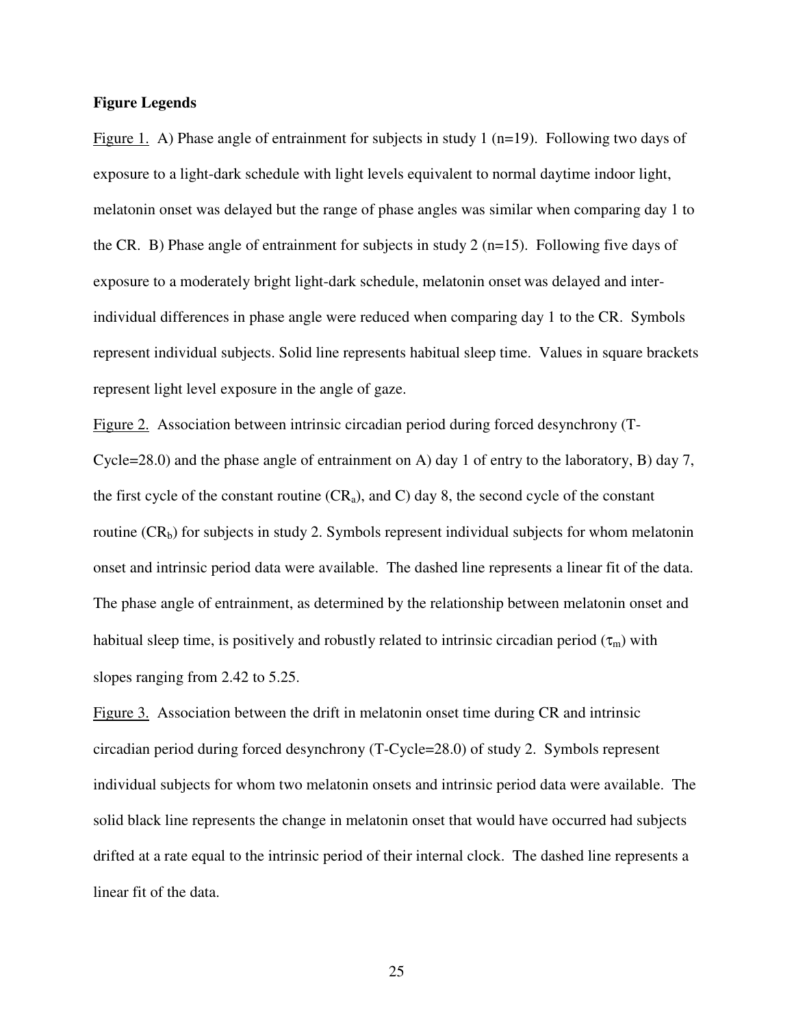**Figure Legends**

Figure 1. A) Phase angle of entrainment for subjects in study 1 (n=19). Following two days of exposure to a light-dark schedule with light levels equivalent to normal daytime indoor light, melatonin onset was delayed but the range of phase angles was similar when comparing day 1 to the CR. B) Phase angle of entrainment for subjects in study 2 (n=15). Following five days of exposure to a moderately bright light-dark schedule, melatonin onset was delayed and inter-individual differences in phase angle were reduced when comparing day 1 to the CR. Symbols represent individual subjects. Solid line represents habitual sleep time. Values in square brackets represent light level exposure in the angle of gaze.

Figure 2. Association between intrinsic circadian period during forced desynchrony (T-Cycle=28.0) and the phase angle of entrainment on A) day 1 of entry to the laboratory, B) day 7, the first cycle of the constant routine ($CR_a$), and C) day 8, the second cycle of the constant routine ($CR_b$) for subjects in study 2. Symbols represent individual subjects for whom melatonin onset and intrinsic period data were available. The dashed line represents a linear fit of the data. The phase angle of entrainment, as determined by the relationship between melatonin onset and habitual sleep time, is positively and robustly related to intrinsic circadian period ($\tau_m$) with slopes ranging from 2.42 to 5.25.

Figure 3. Association between the drift in melatonin onset time during CR and intrinsic circadian period during forced desynchrony (T-Cycle=28.0) of study 2. Symbols represent individual subjects for whom two melatonin onsets and intrinsic period data were available. The solid black line represents the change in melatonin onset that would have occurred had subjects drifted at a rate equal to the intrinsic period of their internal clock. The dashed line represents a linear fit of the data.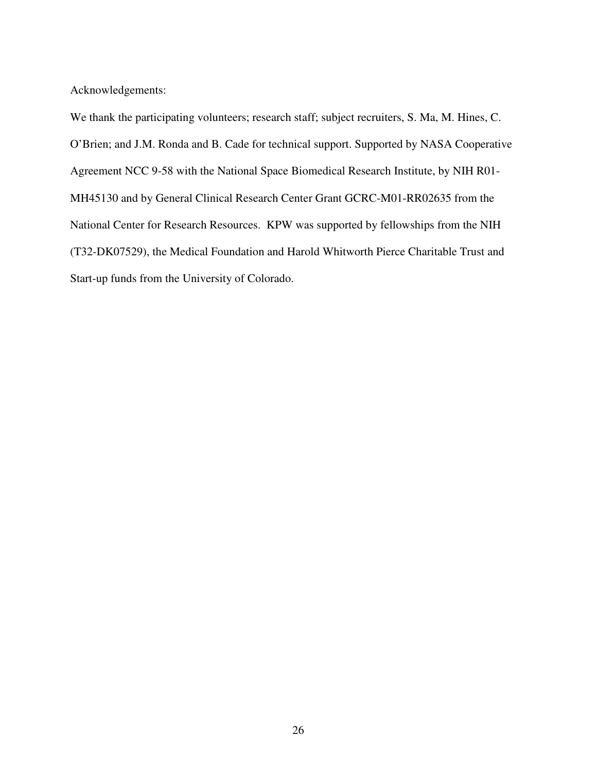Acknowledgements:

We thank the participating volunteers; research staff; subject recruiters, S. Ma, M. Hines, C. O'Brien; and J.M. Ronda and B. Cade for technical support. Supported by NASA Cooperative Agreement NCC 9-58 with the National Space Biomedical Research Institute, by NIH R01-MH45130 and by General Clinical Research Center Grant GCRC-M01-RR02635 from the National Center for Research Resources. KPW was supported by fellowships from the NIH (T32-DK07529), the Medical Foundation and Harold Whitworth Pierce Charitable Trust and Start-up funds from the University of Colorado.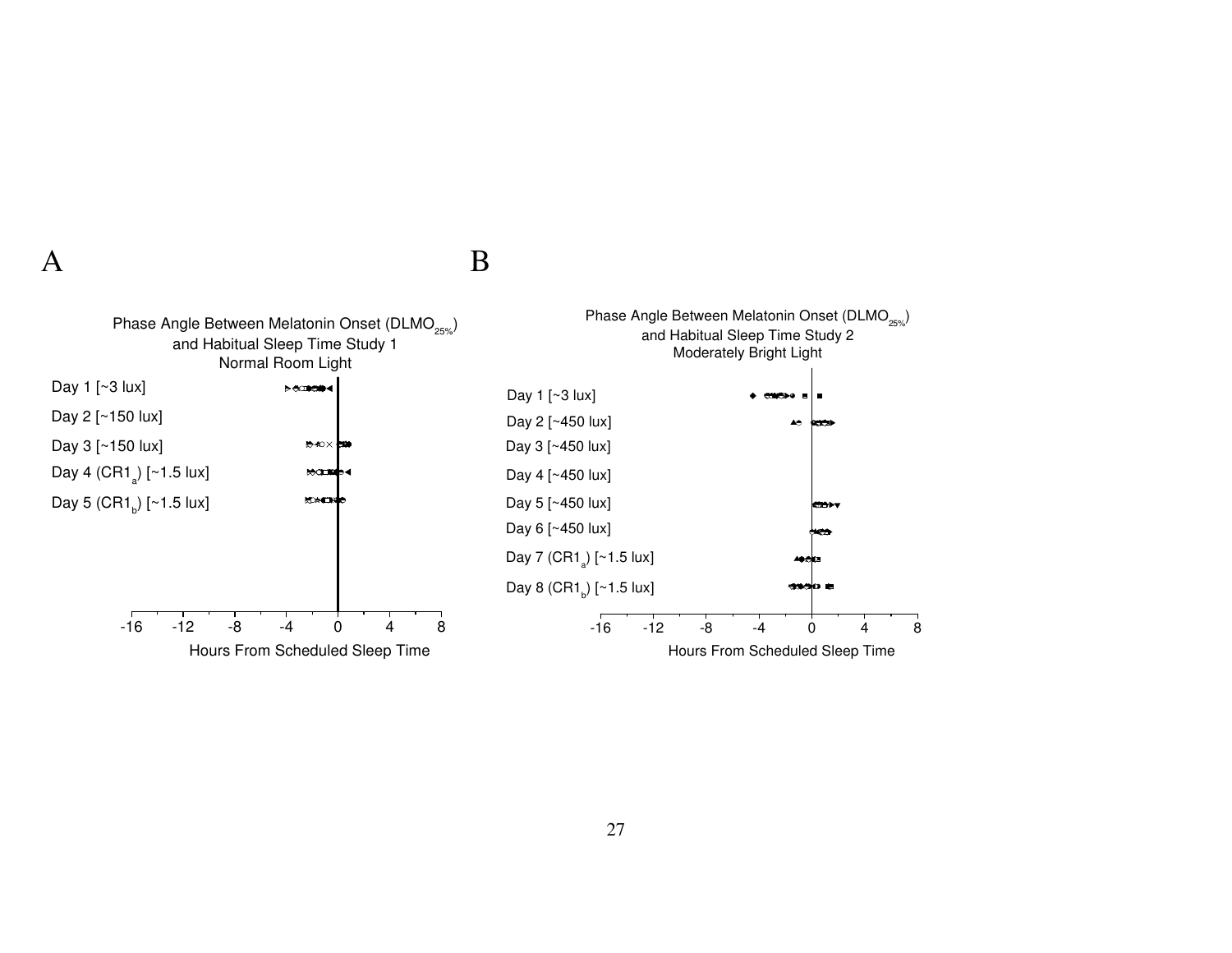A

B

Phase Angle Between Melatonin Onset ($DLMO_{25\%}$) and Habitual Sleep Time Study 1 Normal Room Light

Day 1 [~3 lux]

Day 2 [~150 lux]

Day 3 [~150 lux]

Day 4 ($CR1_a$) [~1.5 lux]

Day 5 ($CR1_b$) [~1.5 lux]

-16 -12 -8 -4 0 4 8

Hours From Scheduled Sleep Time

Phase Angle Between Melatonin Onset ($DLMO_{25\%}$) and Habitual Sleep Time Study 2 Moderately Bright Light

Day 1 [~3 lux]

Day 2 [~450 lux]

Day 3 [~450 lux]

Day 4 [~450 lux]

Day 5 [~450 lux]

Day 6 [~450 lux]

Day 7 ($CR1_a$) [~1.5 lux]

Day 8 ($CR1_b$) [~1.5 lux]

-16 -12 -8 -4 0 4 8

Hours From Scheduled Sleep Time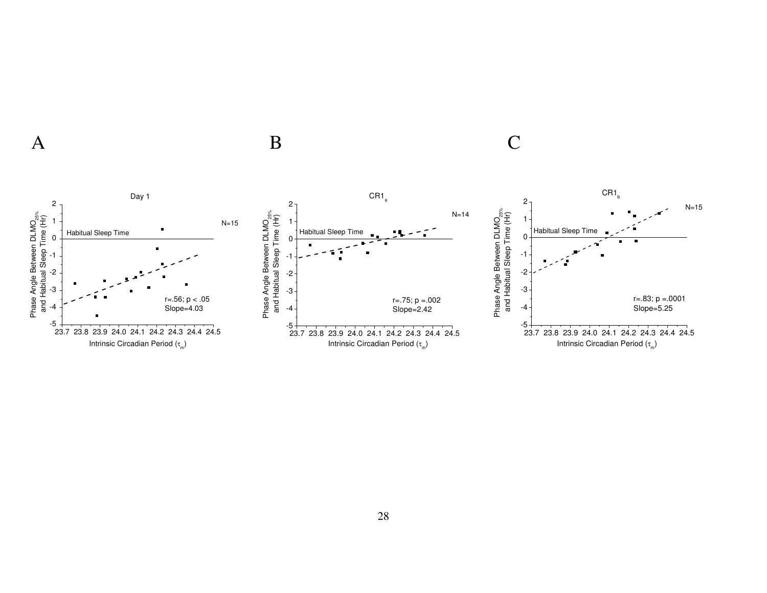A

Day 1

Phase Angle Between $DLMO_{25\%}$ and Habitual Sleep Time (Hr)

Habitual Sleep Time

N=15

r=.56; p < .05
Slope=4.03

Intrinsic Circadian Period ($\tau_m$)

B

$CR1_a$

Phase Angle Between $DLMO_{25\%}$ and Habitual Sleep Time (Hr)

Habitual Sleep Time

N=14

r=.75; p =.002
Slope=2.42

Intrinsic Circadian Period ($\tau_m$)

C

$CR1_b$

Phase Angle Between $DLMO_{25\%}$ and Habitual Sleep Time (Hr)

Habitual Sleep Time

N=15

r=.83; p =.0001
Slope=5.25

Intrinsic Circadian Period ($\tau_m$)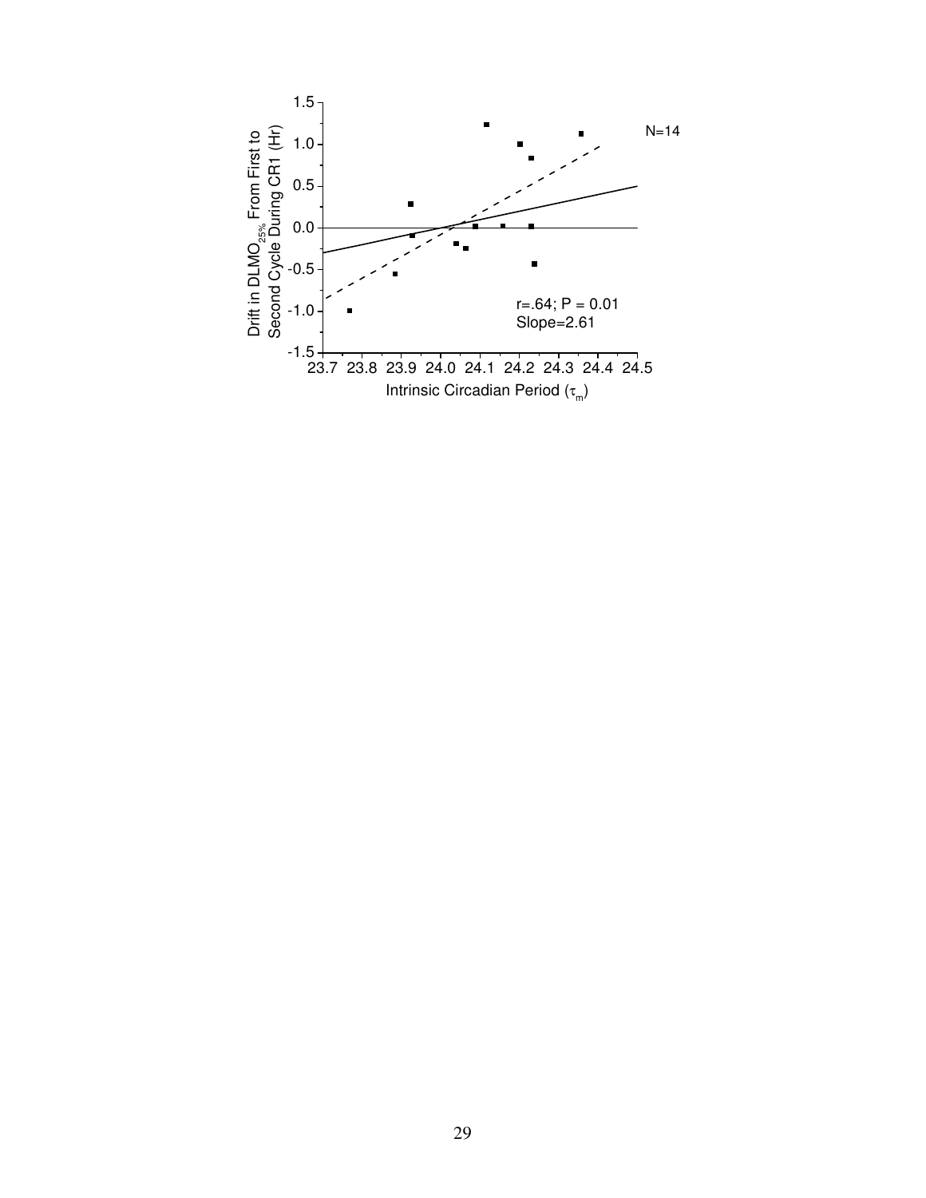N=14

r=.64; P = 0.01

Slope=2.61

Drift in $DLMO_{25\%}$ From First to Second Cycle During CR1 (Hr)

Intrinsic Circadian Period ($\tau_m$)

1.5
1.0
0.5
0.0
-0.5
-1.0
-1.5

23.7 23.8 23.9 24.0 24.1 24.2 24.3 24.4 24.5